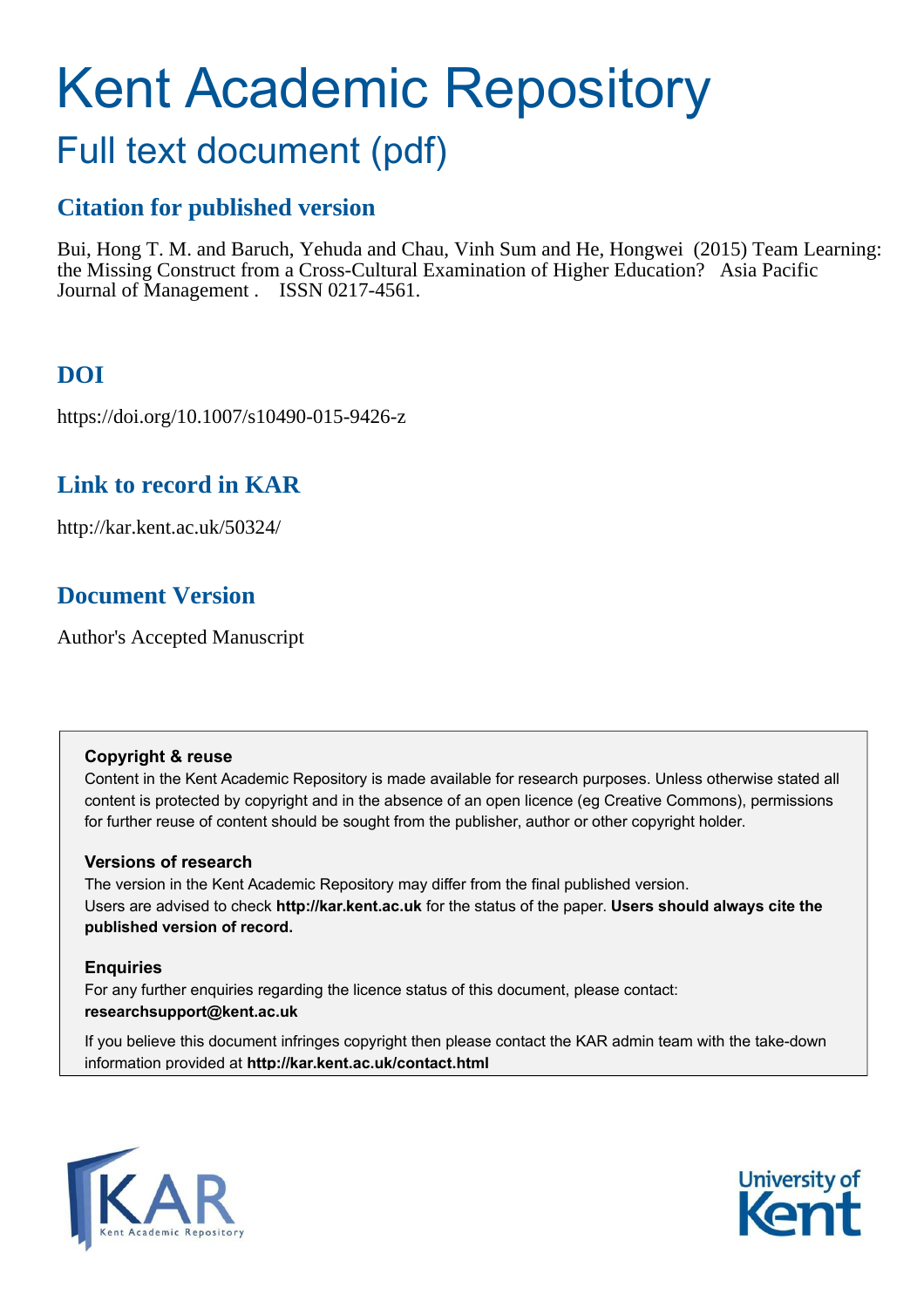# Kent Academic Repository

## Full text document (pdf)

### Citation for published version

Bui, Hong T. M. and Baruch, Yehuda and Chau, Vinh Sum and He, Hongwei (2015) Team Learning: the Missing Construct from a Cross-Cultural Examination of Higher Education? Asia Pacific Journal of Management . ISSN 0217-4561.

### DOI

https://doi.org/10.1007/s10490-015-9426-z

### Link to record in KAR

http://kar.kent.ac.uk/50324/

### Document Version

Author's Accepted Manuscript

**Copyright & reuse**

Content in the Kent Academic Repository is made available for research purposes. Unless otherwise stated all content is protected by copyright and in the absence of an open licence (eg Creative Commons), permissions for further reuse of content should be sought from the publisher, author or other copyright holder.

**Versions of research**

The version in the Kent Academic Repository may differ from the final published version. Users are advised to check **http://kar.kent.ac.uk** for the status of the paper. **Users should always cite the published version of record.**

**Enquiries**

For any further enquiries regarding the licence status of this document, please contact: **researchsupport@kent.ac.uk**

If you believe this document infringes copyright then please contact the KAR admin team with the take-down information provided at **http://kar.kent.ac.uk/contact.html**

KAR Kent Academic Repository

University of Kent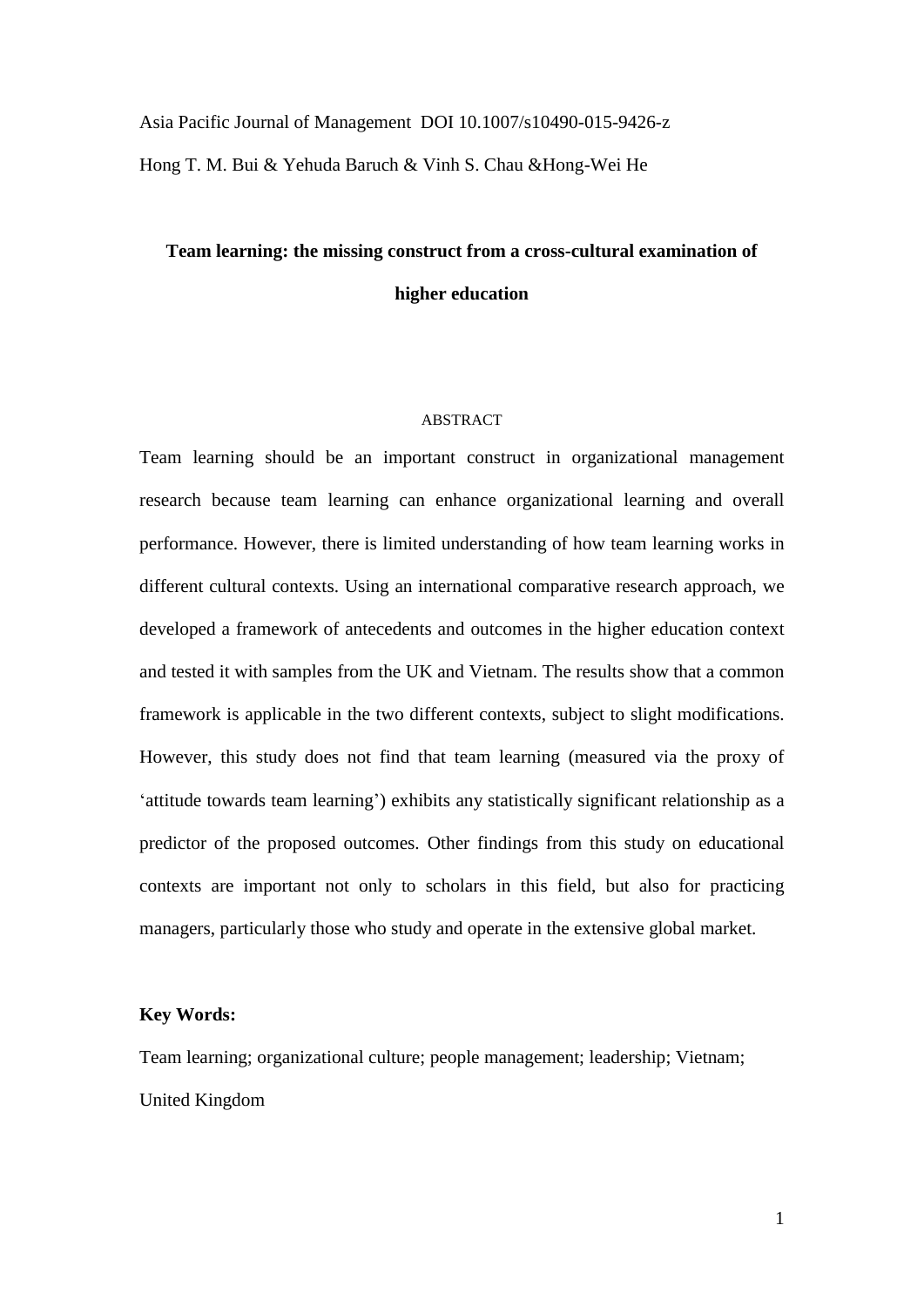Asia Pacific Journal of Management DOI 10.1007/s10490-015-9426-z

Hong T. M. Bui & Yehuda Baruch & Vinh S. Chau &Hong-Wei He

# Team learning: the missing construct from a cross-cultural examination of higher education

## ABSTRACT

Team learning should be an important construct in organizational management research because team learning can enhance organizational learning and overall performance. However, there is limited understanding of how team learning works in different cultural contexts. Using an international comparative research approach, we developed a framework of antecedents and outcomes in the higher education context and tested it with samples from the UK and Vietnam. The results show that a common framework is applicable in the two different contexts, subject to slight modifications. However, this study does not find that team learning (measured via the proxy of 'attitude towards team learning') exhibits any statistically significant relationship as a predictor of the proposed outcomes. Other findings from this study on educational contexts are important not only to scholars in this field, but also for practicing managers, particularly those who study and operate in the extensive global market.

**Key Words:**

Team learning; organizational culture; people management; leadership; Vietnam; United Kingdom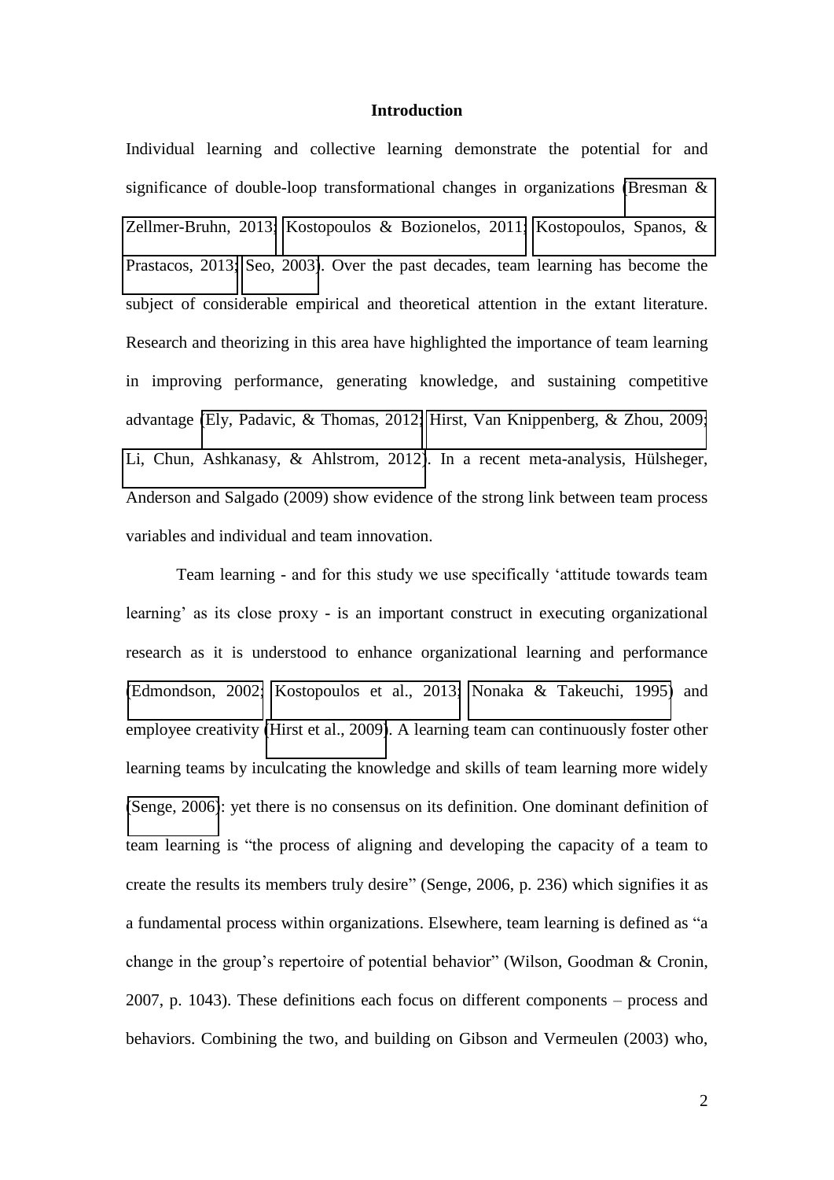# Introduction

Individual learning and collective learning demonstrate the potential for and significance of double-loop transformational changes in organizations (Bresman & Zellmer-Bruhn, 2013; Kostopoulos & Bozionelos, 2011; Kostopoulos, Spanos, & Prastacos, 2013; Seo, 2003). Over the past decades, team learning has become the subject of considerable empirical and theoretical attention in the extant literature. Research and theorizing in this area have highlighted the importance of team learning in improving performance, generating knowledge, and sustaining competitive advantage (Ely, Padavic, & Thomas, 2012; Hirst, Van Knippenberg, & Zhou, 2009; Li, Chun, Ashkanasy, & Ahlstrom, 2012). In a recent meta-analysis, Hülsheger, Anderson and Salgado (2009) show evidence of the strong link between team process variables and individual and team innovation.

Team learning - and for this study we use specifically 'attitude towards team learning' as its close proxy - is an important construct in executing organizational research as it is understood to enhance organizational learning and performance (Edmondson, 2002; Kostopoulos et al., 2013; Nonaka & Takeuchi, 1995) and employee creativity (Hirst et al., 2009). A learning team can continuously foster other learning teams by inculcating the knowledge and skills of team learning more widely (Senge, 2006): yet there is no consensus on its definition. One dominant definition of team learning is "the process of aligning and developing the capacity of a team to create the results its members truly desire" (Senge, 2006, p. 236) which signifies it as a fundamental process within organizations. Elsewhere, team learning is defined as "a change in the group's repertoire of potential behavior" (Wilson, Goodman & Cronin, 2007, p. 1043). These definitions each focus on different components – process and behaviors. Combining the two, and building on Gibson and Vermeulen (2003) who,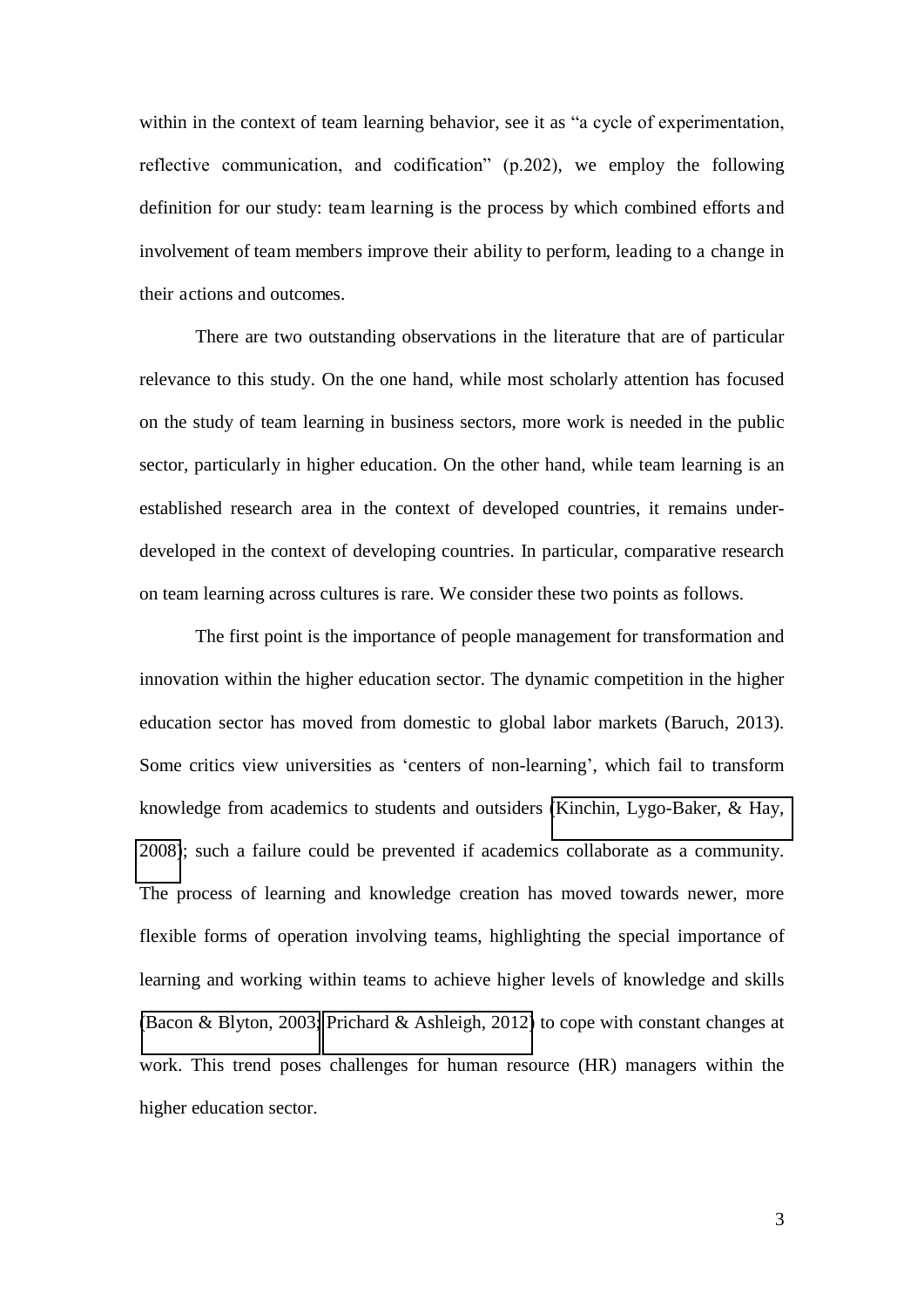within in the context of team learning behavior, see it as "a cycle of experimentation, reflective communication, and codification" (p.202), we employ the following definition for our study: team learning is the process by which combined efforts and involvement of team members improve their ability to perform, leading to a change in their actions and outcomes.

There are two outstanding observations in the literature that are of particular relevance to this study. On the one hand, while most scholarly attention has focused on the study of team learning in business sectors, more work is needed in the public sector, particularly in higher education. On the other hand, while team learning is an established research area in the context of developed countries, it remains under-developed in the context of developing countries. In particular, comparative research on team learning across cultures is rare. We consider these two points as follows.

The first point is the importance of people management for transformation and innovation within the higher education sector. The dynamic competition in the higher education sector has moved from domestic to global labor markets (Baruch, 2013). Some critics view universities as 'centers of non-learning', which fail to transform knowledge from academics to students and outsiders (Kinchin, Lygo-Baker, & Hay, 2008); such a failure could be prevented if academics collaborate as a community. The process of learning and knowledge creation has moved towards newer, more flexible forms of operation involving teams, highlighting the special importance of learning and working within teams to achieve higher levels of knowledge and skills (Bacon & Blyton, 2003; Prichard & Ashleigh, 2012) to cope with constant changes at work. This trend poses challenges for human resource (HR) managers within the higher education sector.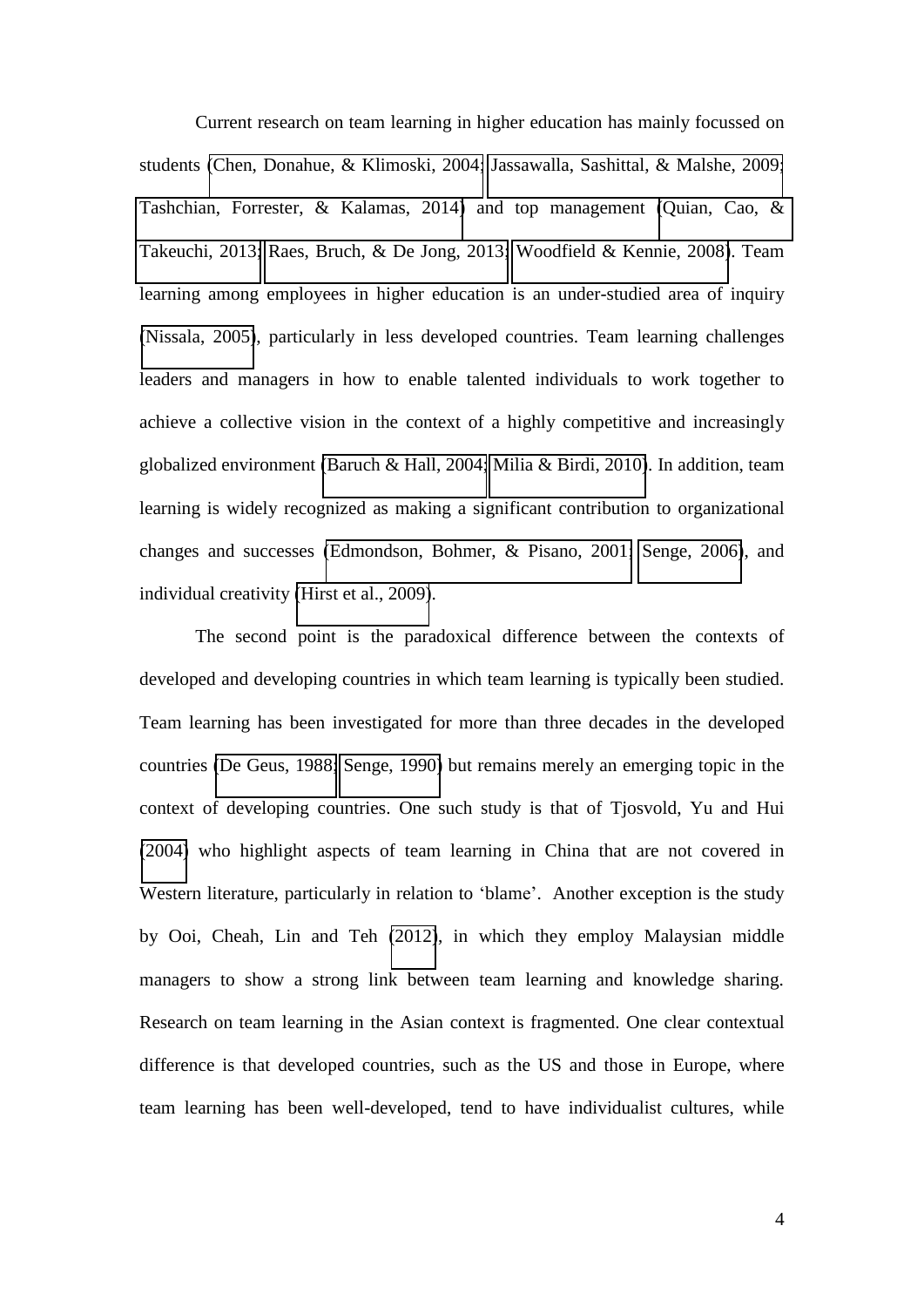Current research on team learning in higher education has mainly focussed on students (Chen, Donahue, & Klimoski, 2004; Jassawalla, Sashittal, & Malshe, 2009; Tashchian, Forrester, & Kalamas, 2014) and top management (Quian, Cao, & Takeuchi, 2013; Raes, Bruch, & De Jong, 2013; Woodfield & Kennie, 2008). Team learning among employees in higher education is an under-studied area of inquiry (Nissala, 2005), particularly in less developed countries. Team learning challenges leaders and managers in how to enable talented individuals to work together to achieve a collective vision in the context of a highly competitive and increasingly globalized environment (Baruch & Hall, 2004; Milia & Birdi, 2010). In addition, team learning is widely recognized as making a significant contribution to organizational changes and successes (Edmondson, Bohmer, & Pisano, 2001; Senge, 2006), and individual creativity (Hirst et al., 2009).

The second point is the paradoxical difference between the contexts of developed and developing countries in which team learning is typically been studied. Team learning has been investigated for more than three decades in the developed countries (De Geus, 1988; Senge, 1990) but remains merely an emerging topic in the context of developing countries. One such study is that of Tjosvold, Yu and Hui (2004) who highlight aspects of team learning in China that are not covered in Western literature, particularly in relation to 'blame'. Another exception is the study by Ooi, Cheah, Lin and Teh (2012), in which they employ Malaysian middle managers to show a strong link between team learning and knowledge sharing. Research on team learning in the Asian context is fragmented. One clear contextual difference is that developed countries, such as the US and those in Europe, where team learning has been well-developed, tend to have individualist cultures, while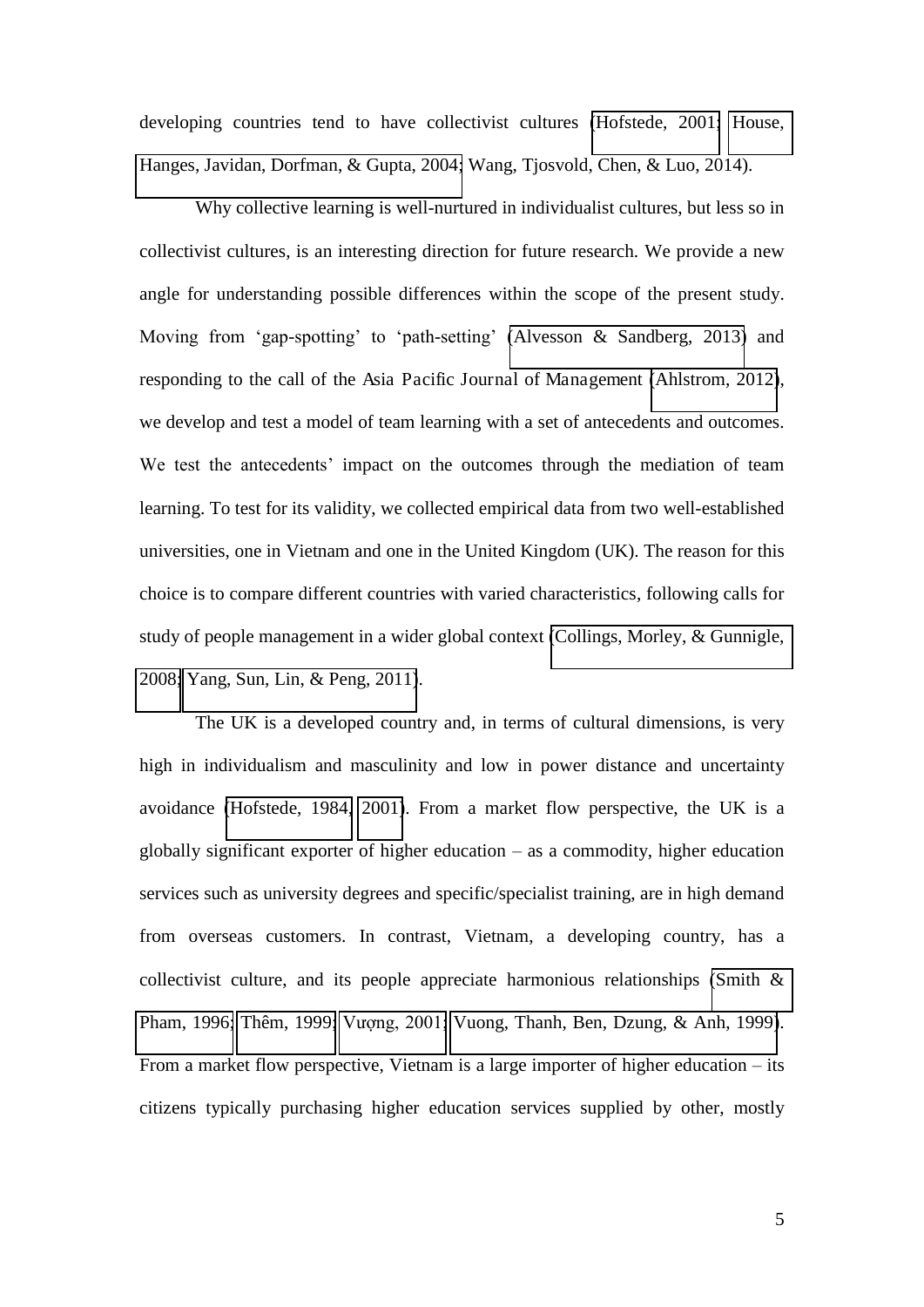developing countries tend to have collectivist cultures (Hofstede, 2001; House, Hanges, Javidan, Dorfman, & Gupta, 2004; Wang, Tjosvold, Chen, & Luo, 2014).

Why collective learning is well-nurtured in individualist cultures, but less so in collectivist cultures, is an interesting direction for future research. We provide a new angle for understanding possible differences within the scope of the present study. Moving from 'gap-spotting' to 'path-setting' (Alvesson & Sandberg, 2013) and responding to the call of the Asia Pacific Journal of Management (Ahlstrom, 2012), we develop and test a model of team learning with a set of antecedents and outcomes. We test the antecedents' impact on the outcomes through the mediation of team learning. To test for its validity, we collected empirical data from two well-established universities, one in Vietnam and one in the United Kingdom (UK). The reason for this choice is to compare different countries with varied characteristics, following calls for study of people management in a wider global context (Collings, Morley, & Gunnigle, 2008; Yang, Sun, Lin, & Peng, 2011).

The UK is a developed country and, in terms of cultural dimensions, is very high in individualism and masculinity and low in power distance and uncertainty avoidance (Hofstede, 1984, 2001). From a market flow perspective, the UK is a globally significant exporter of higher education – as a commodity, higher education services such as university degrees and specific/specialist training, are in high demand from overseas customers. In contrast, Vietnam, a developing country, has a collectivist culture, and its people appreciate harmonious relationships (Smith & Pham, 1996; Thêm, 1999; Vượng, 2001; Vuong, Thanh, Ben, Dzung, & Anh, 1999). From a market flow perspective, Vietnam is a large importer of higher education – its citizens typically purchasing higher education services supplied by other, mostly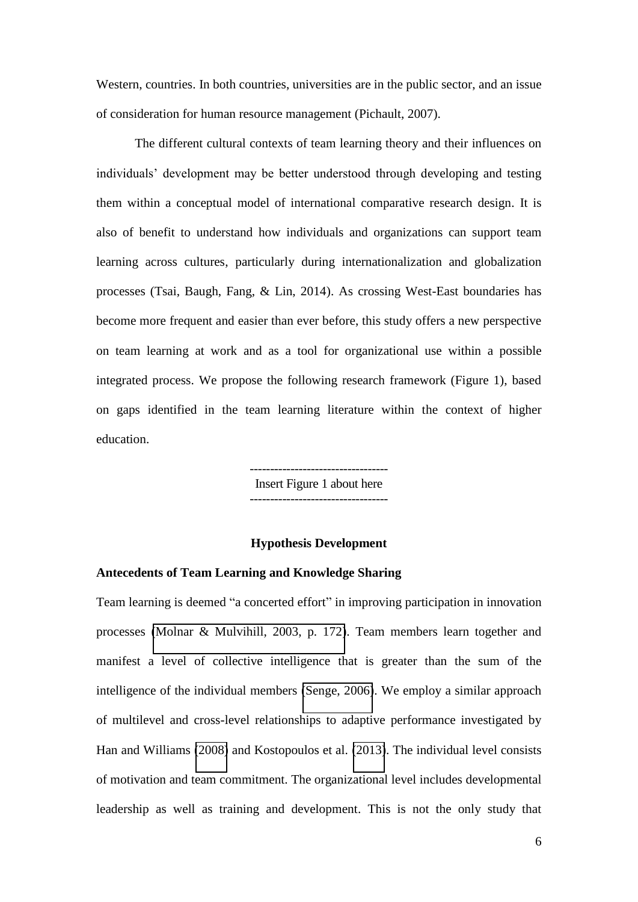Western, countries. In both countries, universities are in the public sector, and an issue of consideration for human resource management (Pichault, 2007).

The different cultural contexts of team learning theory and their influences on individuals' development may be better understood through developing and testing them within a conceptual model of international comparative research design. It is also of benefit to understand how individuals and organizations can support team learning across cultures, particularly during internationalization and globalization processes (Tsai, Baugh, Fang, & Lin, 2014). As crossing West-East boundaries has become more frequent and easier than ever before, this study offers a new perspective on team learning at work and as a tool for organizational use within a possible integrated process. We propose the following research framework (Figure 1), based on gaps identified in the team learning literature within the context of higher education.

---------------------------------
Insert Figure 1 about here
---------------------------------

## Hypothesis Development

### Antecedents of Team Learning and Knowledge Sharing

Team learning is deemed "a concerted effort" in improving participation in innovation processes (Molnar & Mulvihill, 2003, p. 172). Team members learn together and manifest a level of collective intelligence that is greater than the sum of the intelligence of the individual members (Senge, 2006). We employ a similar approach of multilevel and cross-level relationships to adaptive performance investigated by Han and Williams (2008) and Kostopoulos et al. (2013). The individual level consists of motivation and team commitment. The organizational level includes developmental leadership as well as training and development. This is not the only study that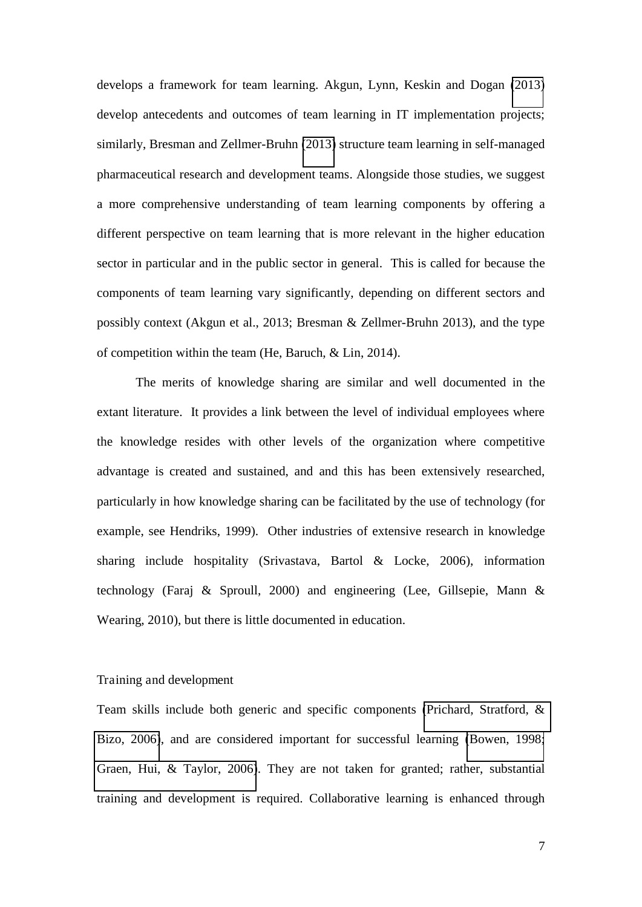develops a framework for team learning. Akgun, Lynn, Keskin and Dogan (2013) develop antecedents and outcomes of team learning in IT implementation projects; similarly, Bresman and Zellmer-Bruhn (2013) structure team learning in self-managed pharmaceutical research and development teams. Alongside those studies, we suggest a more comprehensive understanding of team learning components by offering a different perspective on team learning that is more relevant in the higher education sector in particular and in the public sector in general. This is called for because the components of team learning vary significantly, depending on different sectors and possibly context (Akgun et al., 2013; Bresman & Zellmer-Bruhn 2013), and the type of competition within the team (He, Baruch, & Lin, 2014).

The merits of knowledge sharing are similar and well documented in the extant literature. It provides a link between the level of individual employees where the knowledge resides with other levels of the organization where competitive advantage is created and sustained, and and this has been extensively researched, particularly in how knowledge sharing can be facilitated by the use of technology (for example, see Hendriks, 1999). Other industries of extensive research in knowledge sharing include hospitality (Srivastava, Bartol & Locke, 2006), information technology (Faraj & Sproull, 2000) and engineering (Lee, Gillsepie, Mann & Wearing, 2010), but there is little documented in education.

## Training and development

Team skills include both generic and specific components (Prichard, Stratford, & Bizo, 2006), and are considered important for successful learning (Bowen, 1998; Graen, Hui, & Taylor, 2006). They are not taken for granted; rather, substantial training and development is required. Collaborative learning is enhanced through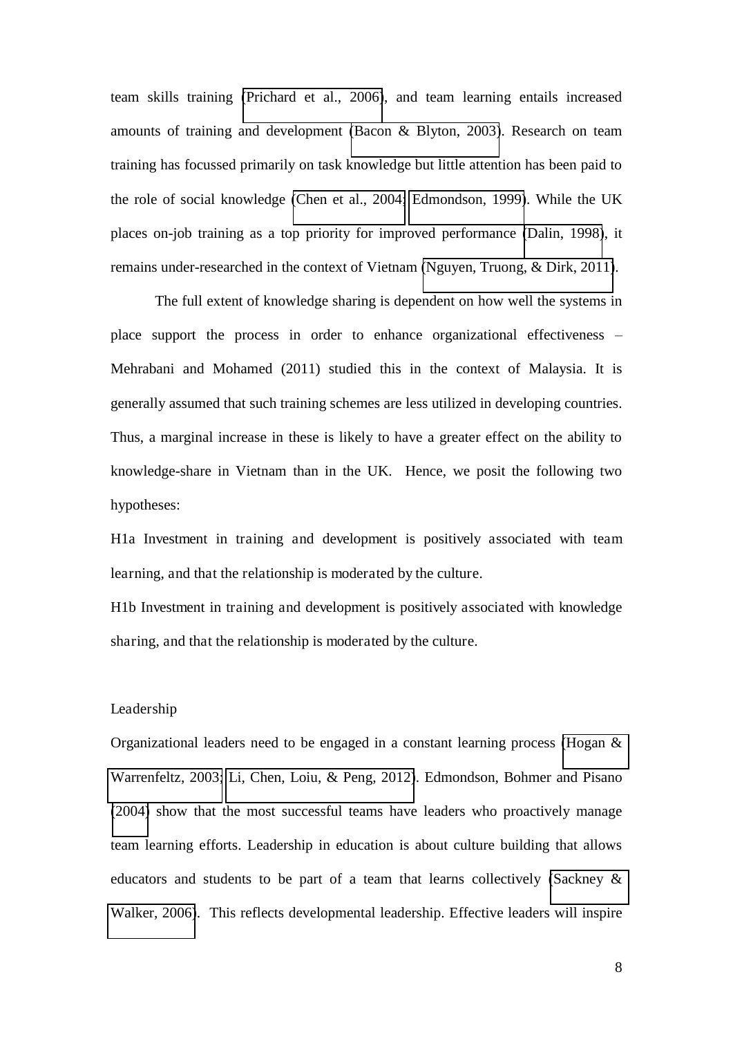team skills training (Prichard et al., 2006), and team learning entails increased amounts of training and development (Bacon & Blyton, 2003). Research on team training has focussed primarily on task knowledge but little attention has been paid to the role of social knowledge (Chen et al., 2004; Edmondson, 1999). While the UK places on-job training as a top priority for improved performance (Dalin, 1998), it remains under-researched in the context of Vietnam (Nguyen, Truong, & Dirk, 2011).

The full extent of knowledge sharing is dependent on how well the systems in place support the process in order to enhance organizational effectiveness – Mehrabani and Mohamed (2011) studied this in the context of Malaysia. It is generally assumed that such training schemes are less utilized in developing countries. Thus, a marginal increase in these is likely to have a greater effect on the ability to knowledge-share in Vietnam than in the UK. Hence, we posit the following two hypotheses:

H1a Investment in training and development is positively associated with team learning, and that the relationship is moderated by the culture.

H1b Investment in training and development is positively associated with knowledge sharing, and that the relationship is moderated by the culture.

## Leadership

Organizational leaders need to be engaged in a constant learning process (Hogan & Warrenfeltz, 2003; Li, Chen, Loiu, & Peng, 2012). Edmondson, Bohmer and Pisano (2004) show that the most successful teams have leaders who proactively manage team learning efforts. Leadership in education is about culture building that allows educators and students to be part of a team that learns collectively (Sackney & Walker, 2006). This reflects developmental leadership. Effective leaders will inspire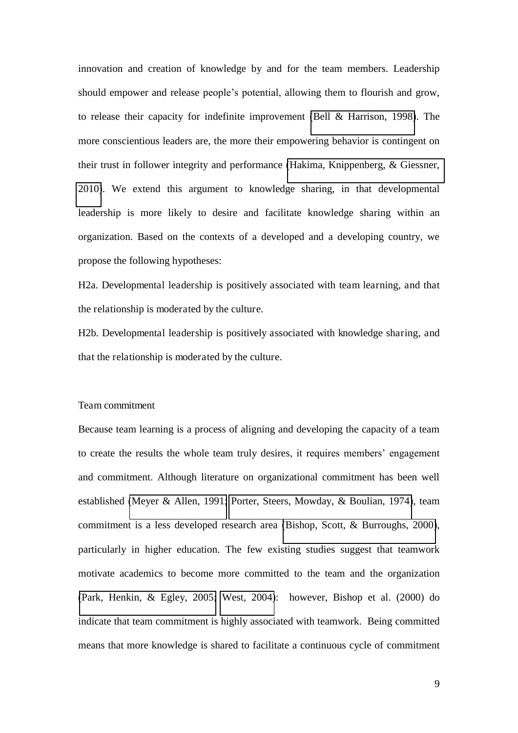innovation and creation of knowledge by and for the team members. Leadership should empower and release people's potential, allowing them to flourish and grow, to release their capacity for indefinite improvement (Bell & Harrison, 1998). The more conscientious leaders are, the more their empowering behavior is contingent on their trust in follower integrity and performance (Hakima, Knippenberg, & Giessner, 2010). We extend this argument to knowledge sharing, in that developmental leadership is more likely to desire and facilitate knowledge sharing within an organization. Based on the contexts of a developed and a developing country, we propose the following hypotheses:

H2a. Developmental leadership is positively associated with team learning, and that the relationship is moderated by the culture.

H2b. Developmental leadership is positively associated with knowledge sharing, and that the relationship is moderated by the culture.

### Team commitment

Because team learning is a process of aligning and developing the capacity of a team to create the results the whole team truly desires, it requires members' engagement and commitment. Although literature on organizational commitment has been well established (Meyer & Allen, 1991; Porter, Steers, Mowday, & Boulian, 1974), team commitment is a less developed research area (Bishop, Scott, & Burroughs, 2000), particularly in higher education. The few existing studies suggest that teamwork motivate academics to become more committed to the team and the organization (Park, Henkin, & Egley, 2005; West, 2004): however, Bishop et al. (2000) do indicate that team commitment is highly associated with teamwork. Being committed means that more knowledge is shared to facilitate a continuous cycle of commitment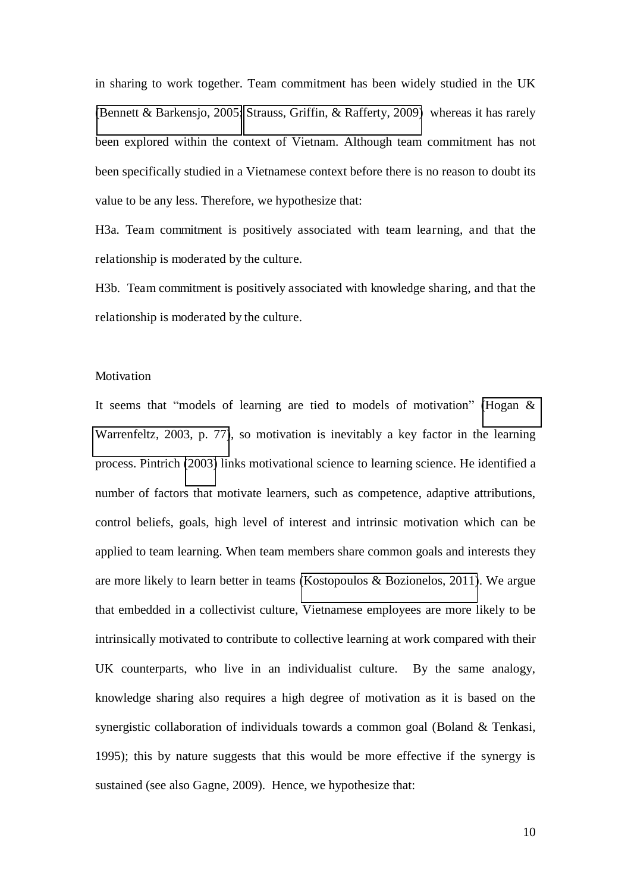in sharing to work together. Team commitment has been widely studied in the UK (Bennett & Barkensjo, 2005; Strauss, Griffin, & Rafferty, 2009) whereas it has rarely been explored within the context of Vietnam. Although team commitment has not been specifically studied in a Vietnamese context before there is no reason to doubt its value to be any less. Therefore, we hypothesize that:

H3a. Team commitment is positively associated with team learning, and that the relationship is moderated by the culture.

H3b. Team commitment is positively associated with knowledge sharing, and that the relationship is moderated by the culture.

## Motivation

It seems that "models of learning are tied to models of motivation" (Hogan & Warrenfeltz, 2003, p. 77), so motivation is inevitably a key factor in the learning process. Pintrich (2003) links motivational science to learning science. He identified a number of factors that motivate learners, such as competence, adaptive attributions, control beliefs, goals, high level of interest and intrinsic motivation which can be applied to team learning. When team members share common goals and interests they are more likely to learn better in teams (Kostopoulos & Bozionelos, 2011). We argue that embedded in a collectivist culture, Vietnamese employees are more likely to be intrinsically motivated to contribute to collective learning at work compared with their UK counterparts, who live in an individualist culture. By the same analogy, knowledge sharing also requires a high degree of motivation as it is based on the synergistic collaboration of individuals towards a common goal (Boland & Tenkasi, 1995); this by nature suggests that this would be more effective if the synergy is sustained (see also Gagne, 2009). Hence, we hypothesize that: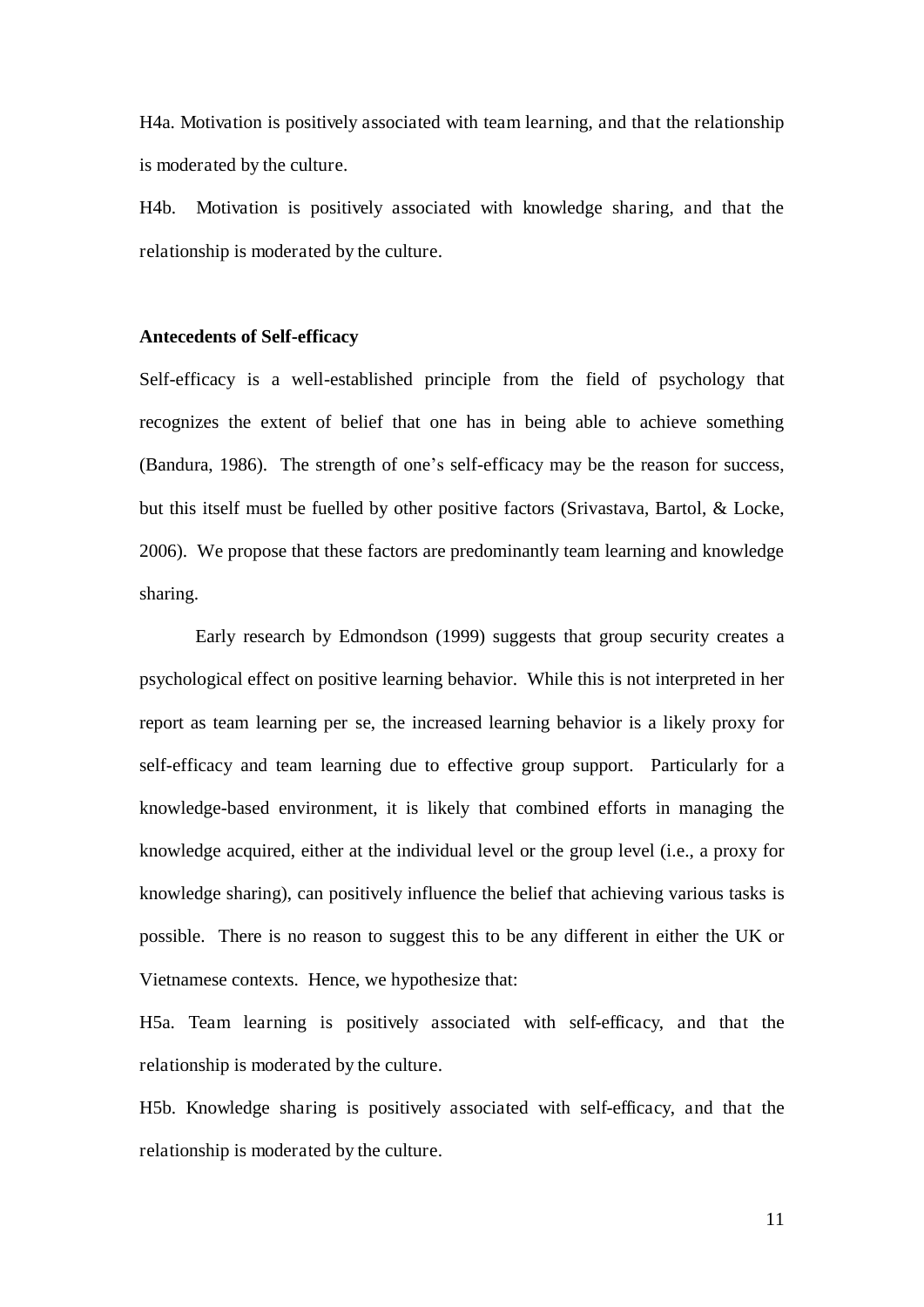H4a. Motivation is positively associated with team learning, and that the relationship is moderated by the culture.

H4b. Motivation is positively associated with knowledge sharing, and that the relationship is moderated by the culture.

**Antecedents of Self-efficacy**

Self-efficacy is a well-established principle from the field of psychology that recognizes the extent of belief that one has in being able to achieve something (Bandura, 1986). The strength of one's self-efficacy may be the reason for success, but this itself must be fuelled by other positive factors (Srivastava, Bartol, & Locke, 2006). We propose that these factors are predominantly team learning and knowledge sharing.

Early research by Edmondson (1999) suggests that group security creates a psychological effect on positive learning behavior. While this is not interpreted in her report as team learning per se, the increased learning behavior is a likely proxy for self-efficacy and team learning due to effective group support. Particularly for a knowledge-based environment, it is likely that combined efforts in managing the knowledge acquired, either at the individual level or the group level (i.e., a proxy for knowledge sharing), can positively influence the belief that achieving various tasks is possible. There is no reason to suggest this to be any different in either the UK or Vietnamese contexts. Hence, we hypothesize that:

H5a. Team learning is positively associated with self-efficacy, and that the relationship is moderated by the culture.

H5b. Knowledge sharing is positively associated with self-efficacy, and that the relationship is moderated by the culture.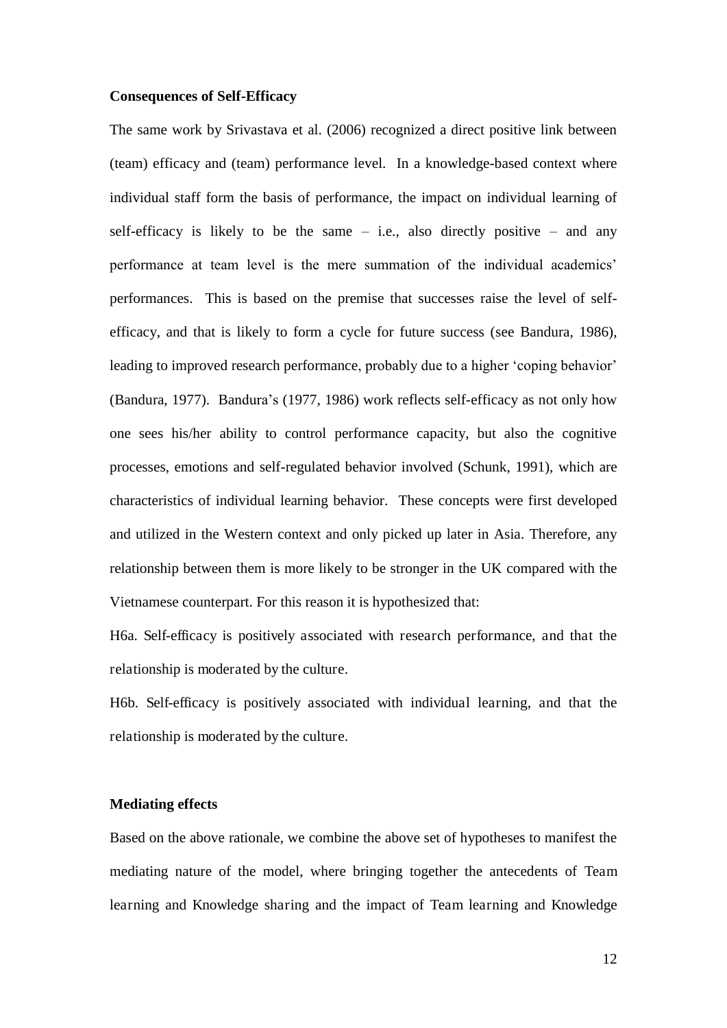**Consequences of Self-Efficacy**

The same work by Srivastava et al. (2006) recognized a direct positive link between (team) efficacy and (team) performance level. In a knowledge-based context where individual staff form the basis of performance, the impact on individual learning of self-efficacy is likely to be the same – i.e., also directly positive – and any performance at team level is the mere summation of the individual academics' performances. This is based on the premise that successes raise the level of self-efficacy, and that is likely to form a cycle for future success (see Bandura, 1986), leading to improved research performance, probably due to a higher 'coping behavior' (Bandura, 1977). Bandura's (1977, 1986) work reflects self-efficacy as not only how one sees his/her ability to control performance capacity, but also the cognitive processes, emotions and self-regulated behavior involved (Schunk, 1991), which are characteristics of individual learning behavior. These concepts were first developed and utilized in the Western context and only picked up later in Asia. Therefore, any relationship between them is more likely to be stronger in the UK compared with the Vietnamese counterpart. For this reason it is hypothesized that:

H6a. Self-efficacy is positively associated with research performance, and that the relationship is moderated by the culture.

H6b. Self-efficacy is positively associated with individual learning, and that the relationship is moderated by the culture.

**Mediating effects**

Based on the above rationale, we combine the above set of hypotheses to manifest the mediating nature of the model, where bringing together the antecedents of Team learning and Knowledge sharing and the impact of Team learning and Knowledge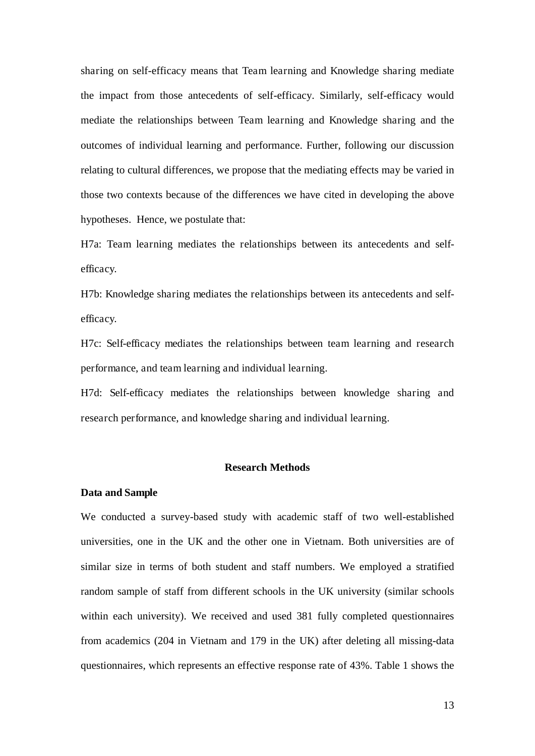sharing on self-efficacy means that Team learning and Knowledge sharing mediate the impact from those antecedents of self-efficacy. Similarly, self-efficacy would mediate the relationships between Team learning and Knowledge sharing and the outcomes of individual learning and performance. Further, following our discussion relating to cultural differences, we propose that the mediating effects may be varied in those two contexts because of the differences we have cited in developing the above hypotheses. Hence, we postulate that:

H7a: Team learning mediates the relationships between its antecedents and self-efficacy.

H7b: Knowledge sharing mediates the relationships between its antecedents and self-efficacy.

H7c: Self-efficacy mediates the relationships between team learning and research performance, and team learning and individual learning.

H7d: Self-efficacy mediates the relationships between knowledge sharing and research performance, and knowledge sharing and individual learning.

## Research Methods

### Data and Sample

We conducted a survey-based study with academic staff of two well-established universities, one in the UK and the other one in Vietnam. Both universities are of similar size in terms of both student and staff numbers. We employed a stratified random sample of staff from different schools in the UK university (similar schools within each university). We received and used 381 fully completed questionnaires from academics (204 in Vietnam and 179 in the UK) after deleting all missing-data questionnaires, which represents an effective response rate of 43%. Table 1 shows the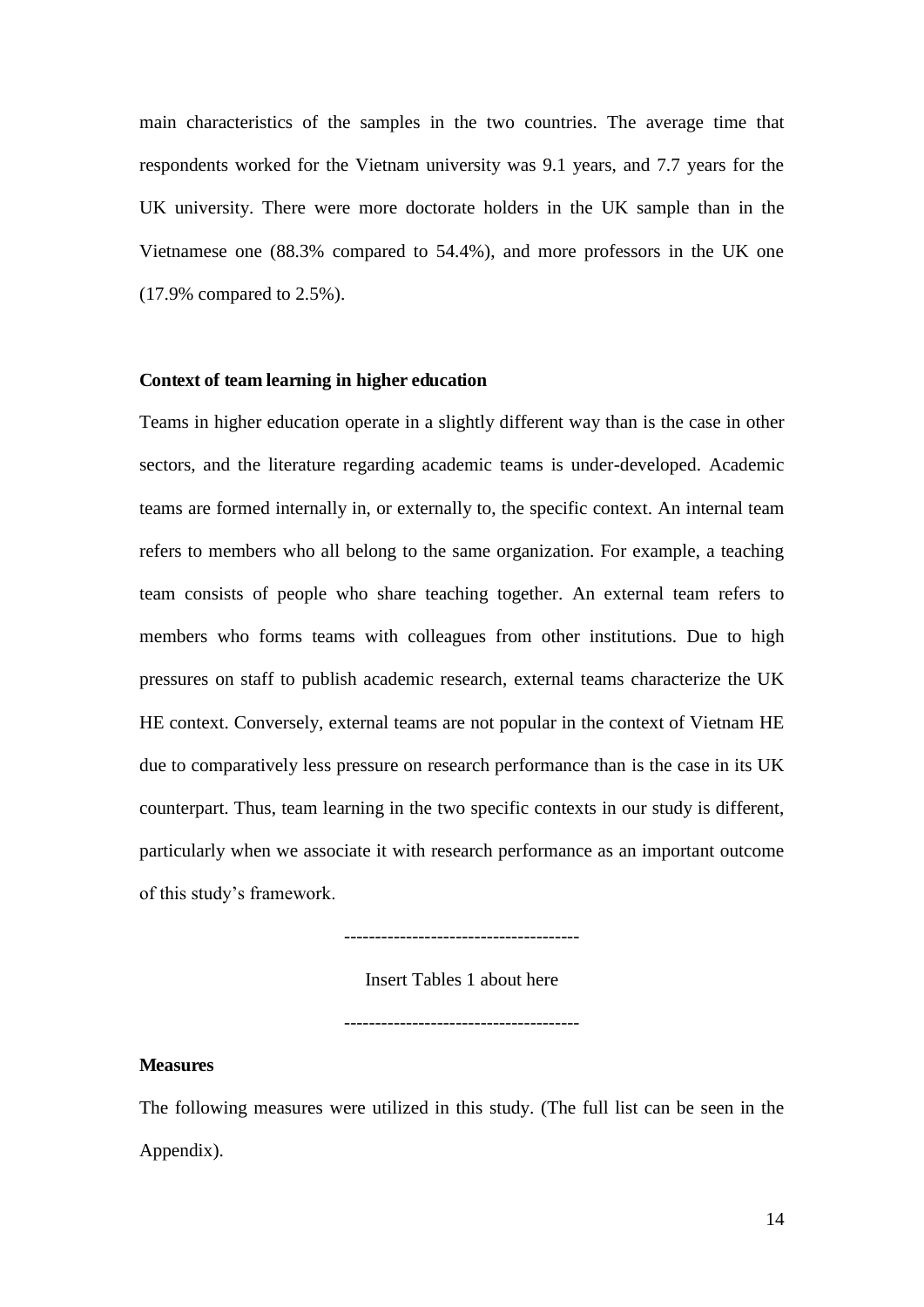main characteristics of the samples in the two countries. The average time that respondents worked for the Vietnam university was 9.1 years, and 7.7 years for the UK university. There were more doctorate holders in the UK sample than in the Vietnamese one (88.3% compared to 54.4%), and more professors in the UK one (17.9% compared to 2.5%).

**Context of team learning in higher education**

Teams in higher education operate in a slightly different way than is the case in other sectors, and the literature regarding academic teams is under-developed. Academic teams are formed internally in, or externally to, the specific context. An internal team refers to members who all belong to the same organization. For example, a teaching team consists of people who share teaching together. An external team refers to members who forms teams with colleagues from other institutions. Due to high pressures on staff to publish academic research, external teams characterize the UK HE context. Conversely, external teams are not popular in the context of Vietnam HE due to comparatively less pressure on research performance than is the case in its UK counterpart. Thus, team learning in the two specific contexts in our study is different, particularly when we associate it with research performance as an important outcome of this study's framework.

-------------------------------------

Insert Tables 1 about here

-------------------------------------

**Measures**

The following measures were utilized in this study. (The full list can be seen in the Appendix).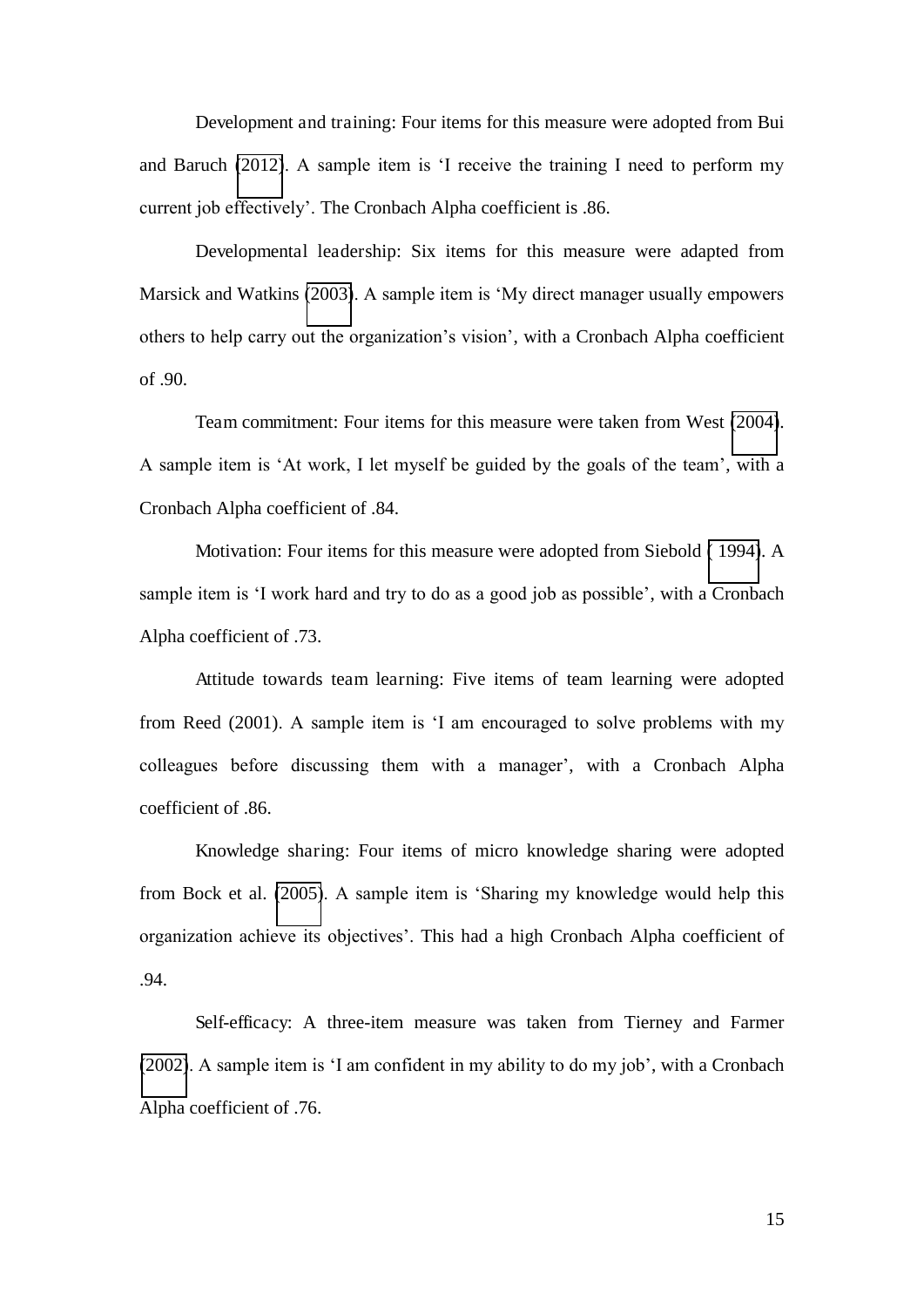Development and training: Four items for this measure were adopted from Bui and Baruch (2012). A sample item is 'I receive the training I need to perform my current job effectively'. The Cronbach Alpha coefficient is .86.

Developmental leadership: Six items for this measure were adapted from Marsick and Watkins (2003). A sample item is 'My direct manager usually empowers others to help carry out the organization's vision', with a Cronbach Alpha coefficient of .90.

Team commitment: Four items for this measure were taken from West (2004). A sample item is 'At work, I let myself be guided by the goals of the team', with a Cronbach Alpha coefficient of .84.

Motivation: Four items for this measure were adopted from Siebold ( 1994). A sample item is 'I work hard and try to do as a good job as possible', with a Cronbach Alpha coefficient of .73.

Attitude towards team learning: Five items of team learning were adopted from Reed (2001). A sample item is 'I am encouraged to solve problems with my colleagues before discussing them with a manager', with a Cronbach Alpha coefficient of .86.

Knowledge sharing: Four items of micro knowledge sharing were adopted from Bock et al. (2005). A sample item is 'Sharing my knowledge would help this organization achieve its objectives'. This had a high Cronbach Alpha coefficient of .94.

Self-efficacy: A three-item measure was taken from Tierney and Farmer (2002). A sample item is 'I am confident in my ability to do my job', with a Cronbach Alpha coefficient of .76.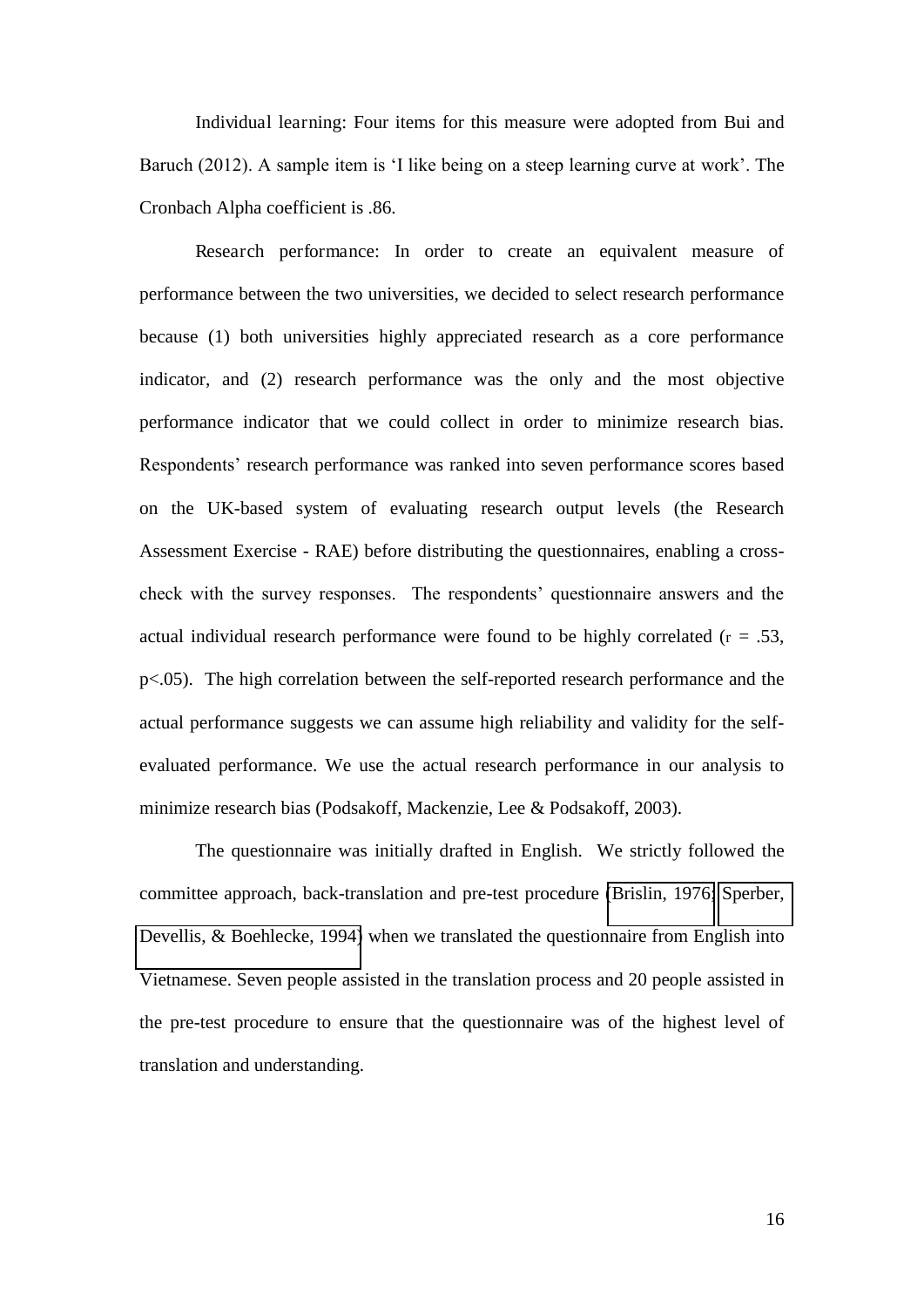Individual learning: Four items for this measure were adopted from Bui and Baruch (2012). A sample item is 'I like being on a steep learning curve at work'. The Cronbach Alpha coefficient is .86.

Research performance: In order to create an equivalent measure of performance between the two universities, we decided to select research performance because (1) both universities highly appreciated research as a core performance indicator, and (2) research performance was the only and the most objective performance indicator that we could collect in order to minimize research bias. Respondents' research performance was ranked into seven performance scores based on the UK-based system of evaluating research output levels (the Research Assessment Exercise - RAE) before distributing the questionnaires, enabling a cross-check with the survey responses. The respondents' questionnaire answers and the actual individual research performance were found to be highly correlated ($r = .53$, $p<.05$). The high correlation between the self-reported research performance and the actual performance suggests we can assume high reliability and validity for the self-evaluated performance. We use the actual research performance in our analysis to minimize research bias (Podsakoff, Mackenzie, Lee & Podsakoff, 2003).

The questionnaire was initially drafted in English. We strictly followed the committee approach, back-translation and pre-test procedure (Brislin, 1976; Sperber, Devellis, & Boehlecke, 1994) when we translated the questionnaire from English into Vietnamese. Seven people assisted in the translation process and 20 people assisted in the pre-test procedure to ensure that the questionnaire was of the highest level of translation and understanding.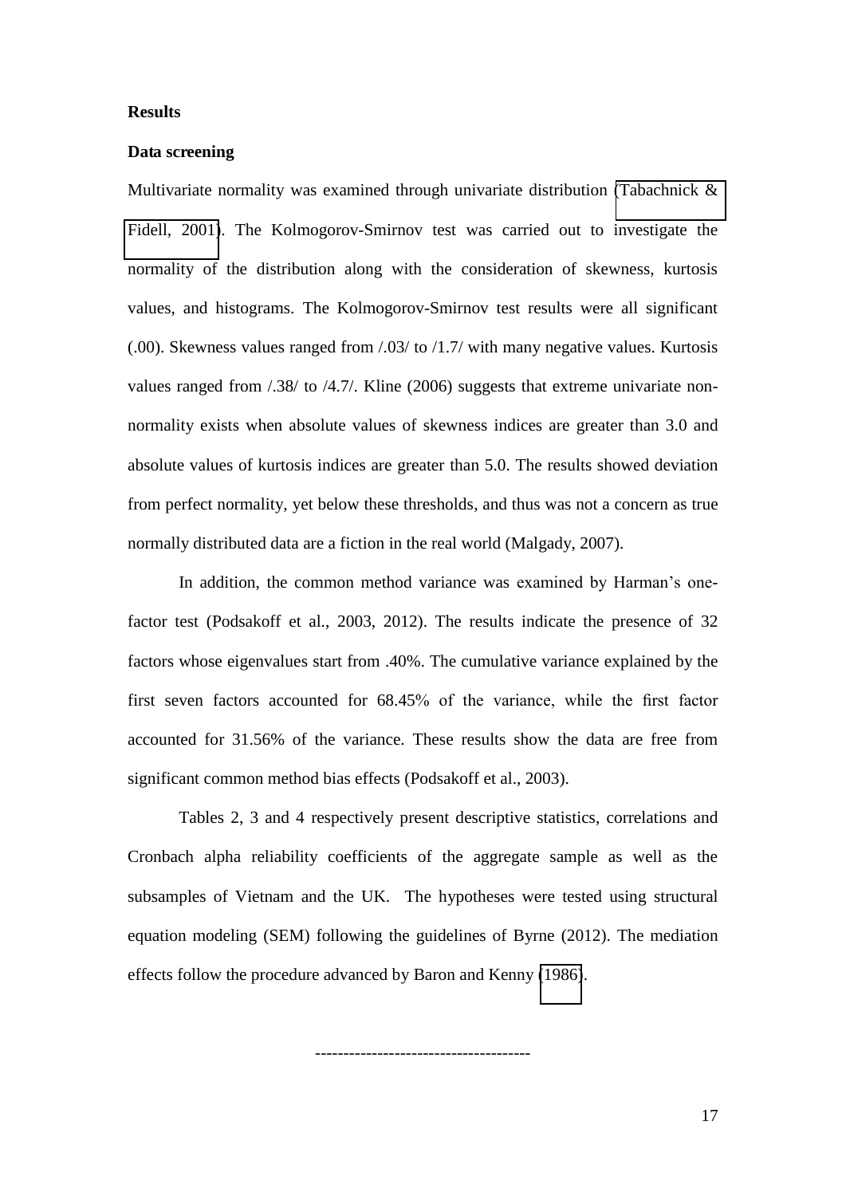**Results**

**Data screening**

Multivariate normality was examined through univariate distribution (Tabachnick & Fidell, 2001). The Kolmogorov-Smirnov test was carried out to investigate the normality of the distribution along with the consideration of skewness, kurtosis values, and histograms. The Kolmogorov-Smirnov test results were all significant (.00). Skewness values ranged from /.03/ to /1.7/ with many negative values. Kurtosis values ranged from /.38/ to /4.7/. Kline (2006) suggests that extreme univariate non-normality exists when absolute values of skewness indices are greater than 3.0 and absolute values of kurtosis indices are greater than 5.0. The results showed deviation from perfect normality, yet below these thresholds, and thus was not a concern as true normally distributed data are a fiction in the real world (Malgady, 2007).

In addition, the common method variance was examined by Harman's one-factor test (Podsakoff et al., 2003, 2012). The results indicate the presence of 32 factors whose eigenvalues start from .40%. The cumulative variance explained by the first seven factors accounted for 68.45% of the variance, while the first factor accounted for 31.56% of the variance. These results show the data are free from significant common method bias effects (Podsakoff et al., 2003).

Tables 2, 3 and 4 respectively present descriptive statistics, correlations and Cronbach alpha reliability coefficients of the aggregate sample as well as the subsamples of Vietnam and the UK. The hypotheses were tested using structural equation modeling (SEM) following the guidelines of Byrne (2012). The mediation effects follow the procedure advanced by Baron and Kenny (1986).

-------------------------------------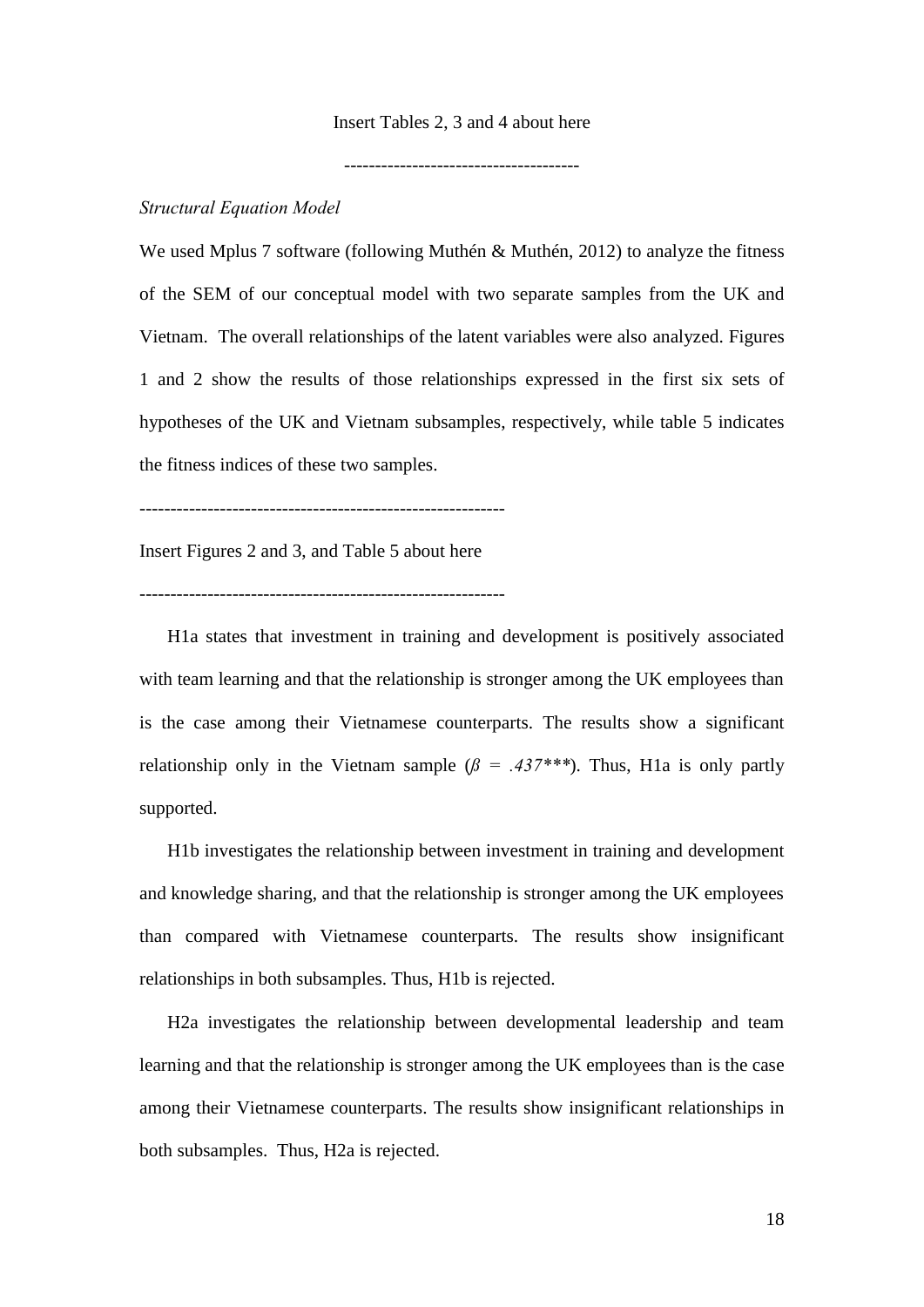Insert Tables 2, 3 and 4 about here

-------------------------------------

*Structural Equation Model*

We used Mplus 7 software (following Muthén & Muthén, 2012) to analyze the fitness of the SEM of our conceptual model with two separate samples from the UK and Vietnam. The overall relationships of the latent variables were also analyzed. Figures 1 and 2 show the results of those relationships expressed in the first six sets of hypotheses of the UK and Vietnam subsamples, respectively, while table 5 indicates the fitness indices of these two samples.

----------------------------------------------------------

Insert Figures 2 and 3, and Table 5 about here

----------------------------------------------------------

H1a states that investment in training and development is positively associated with team learning and that the relationship is stronger among the UK employees than is the case among their Vietnamese counterparts. The results show a significant relationship only in the Vietnam sample (*β = .437****). Thus, H1a is only partly supported.

H1b investigates the relationship between investment in training and development and knowledge sharing, and that the relationship is stronger among the UK employees than compared with Vietnamese counterparts. The results show insignificant relationships in both subsamples. Thus, H1b is rejected.

H2a investigates the relationship between developmental leadership and team learning and that the relationship is stronger among the UK employees than is the case among their Vietnamese counterparts. The results show insignificant relationships in both subsamples. Thus, H2a is rejected.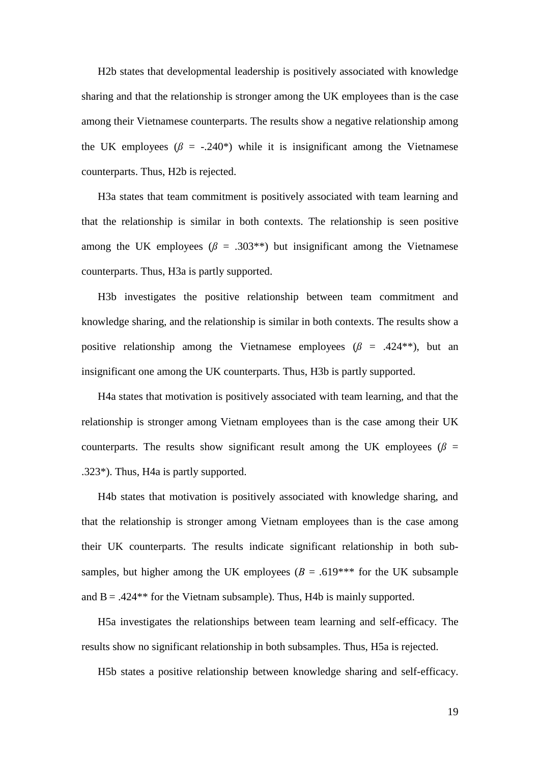H2b states that developmental leadership is positively associated with knowledge sharing and that the relationship is stronger among the UK employees than is the case among their Vietnamese counterparts. The results show a negative relationship among the UK employees ($\beta$ = -.240*) while it is insignificant among the Vietnamese counterparts. Thus, H2b is rejected.

H3a states that team commitment is positively associated with team learning and that the relationship is similar in both contexts. The relationship is seen positive among the UK employees ($\beta$ = .303**) but insignificant among the Vietnamese counterparts. Thus, H3a is partly supported.

H3b investigates the positive relationship between team commitment and knowledge sharing, and the relationship is similar in both contexts. The results show a positive relationship among the Vietnamese employees ($\beta$ = .424**), but an insignificant one among the UK counterparts. Thus, H3b is partly supported.

H4a states that motivation is positively associated with team learning, and that the relationship is stronger among Vietnam employees than is the case among their UK counterparts. The results show significant result among the UK employees ($\beta$ = .323*). Thus, H4a is partly supported.

H4b states that motivation is positively associated with knowledge sharing, and that the relationship is stronger among Vietnam employees than is the case among their UK counterparts. The results indicate significant relationship in both sub-samples, but higher among the UK employees ($B$ = .619*** for the UK subsample and B = .424** for the Vietnam subsample). Thus, H4b is mainly supported.

H5a investigates the relationships between team learning and self-efficacy. The results show no significant relationship in both subsamples. Thus, H5a is rejected.

H5b states a positive relationship between knowledge sharing and self-efficacy.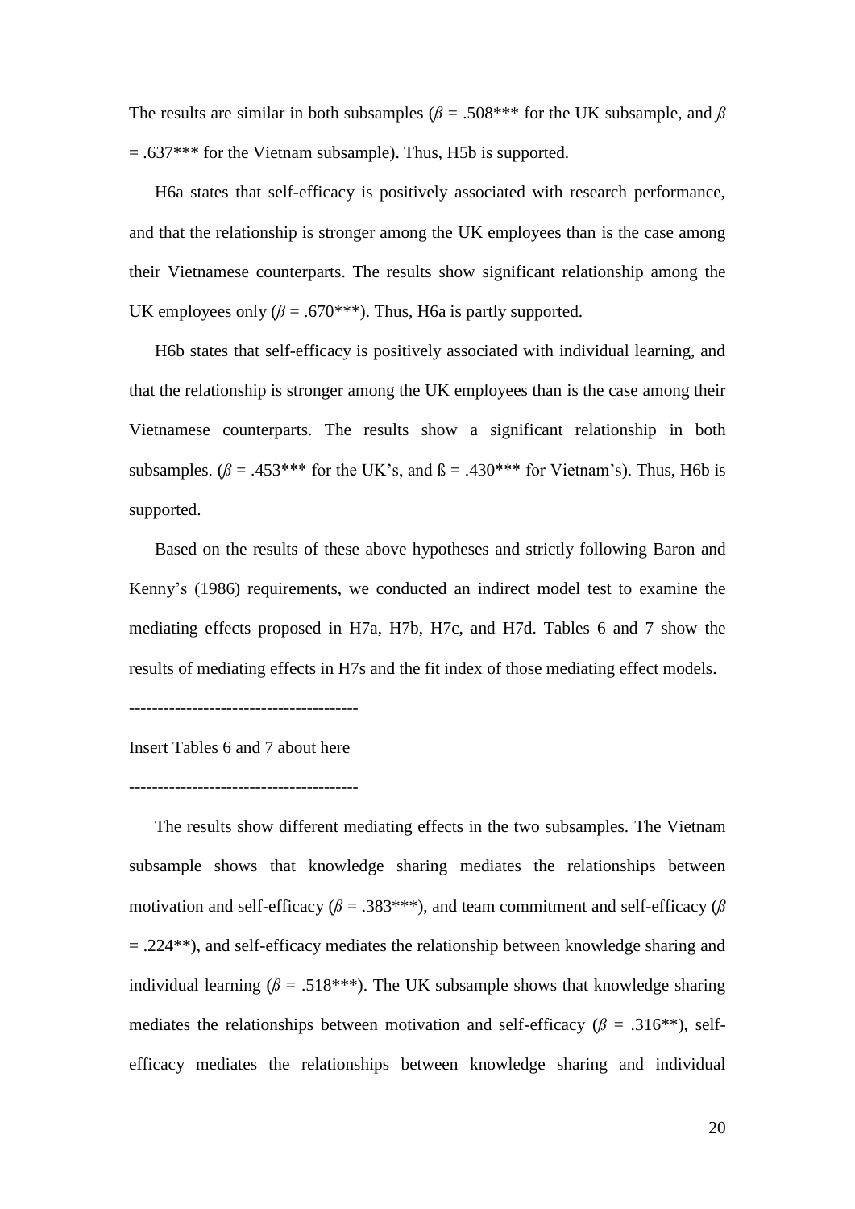The results are similar in both subsamples ($\beta$ = .508*** for the UK subsample, and $\beta$ = .637*** for the Vietnam subsample). Thus, H5b is supported.

H6a states that self-efficacy is positively associated with research performance, and that the relationship is stronger among the UK employees than is the case among their Vietnamese counterparts. The results show significant relationship among the UK employees only ($\beta$ = .670***). Thus, H6a is partly supported.

H6b states that self-efficacy is positively associated with individual learning, and that the relationship is stronger among the UK employees than is the case among their Vietnamese counterparts. The results show a significant relationship in both subsamples. ($\beta$ = .453*** for the UK's, and ß = .430*** for Vietnam's). Thus, H6b is supported.

Based on the results of these above hypotheses and strictly following Baron and Kenny's (1986) requirements, we conducted an indirect model test to examine the mediating effects proposed in H7a, H7b, H7c, and H7d. Tables 6 and 7 show the results of mediating effects in H7s and the fit index of those mediating effect models.

---------------------------------------

Insert Tables 6 and 7 about here

---------------------------------------

The results show different mediating effects in the two subsamples. The Vietnam subsample shows that knowledge sharing mediates the relationships between motivation and self-efficacy ($\beta$ = .383***), and team commitment and self-efficacy ($\beta$ = .224**), and self-efficacy mediates the relationship between knowledge sharing and individual learning ($\beta$ = .518***). The UK subsample shows that knowledge sharing mediates the relationships between motivation and self-efficacy ($\beta$ = .316**), self-efficacy mediates the relationships between knowledge sharing and individual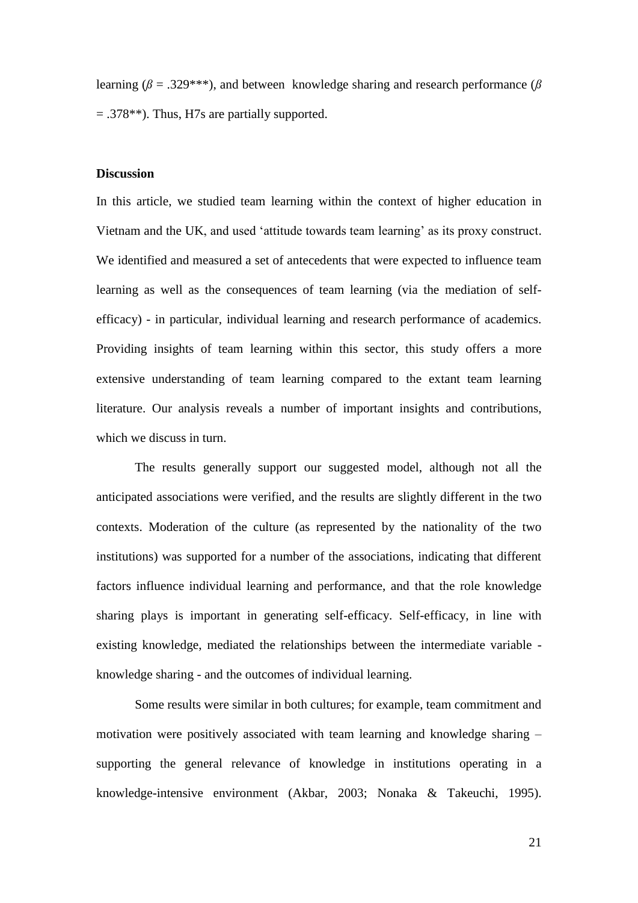learning ($\beta$ = .329***), and between knowledge sharing and research performance ($\beta$ = .378**). Thus, H7s are partially supported.

**Discussion**

In this article, we studied team learning within the context of higher education in Vietnam and the UK, and used 'attitude towards team learning' as its proxy construct. We identified and measured a set of antecedents that were expected to influence team learning as well as the consequences of team learning (via the mediation of self-efficacy) - in particular, individual learning and research performance of academics. Providing insights of team learning within this sector, this study offers a more extensive understanding of team learning compared to the extant team learning literature. Our analysis reveals a number of important insights and contributions, which we discuss in turn.

The results generally support our suggested model, although not all the anticipated associations were verified, and the results are slightly different in the two contexts. Moderation of the culture (as represented by the nationality of the two institutions) was supported for a number of the associations, indicating that different factors influence individual learning and performance, and that the role knowledge sharing plays is important in generating self-efficacy. Self-efficacy, in line with existing knowledge, mediated the relationships between the intermediate variable - knowledge sharing - and the outcomes of individual learning.

Some results were similar in both cultures; for example, team commitment and motivation were positively associated with team learning and knowledge sharing – supporting the general relevance of knowledge in institutions operating in a knowledge-intensive environment (Akbar, 2003; Nonaka & Takeuchi, 1995).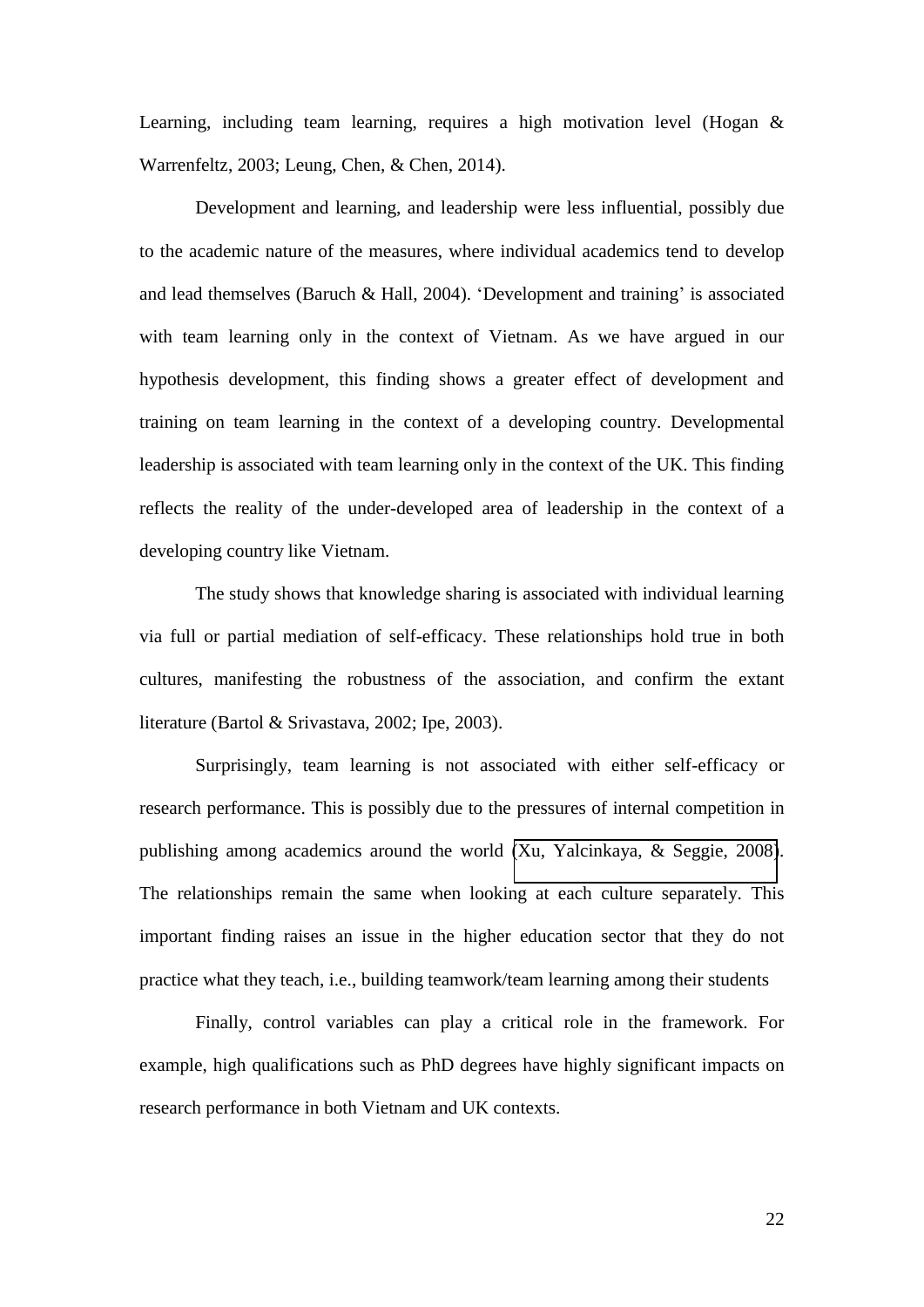Learning, including team learning, requires a high motivation level (Hogan & Warrenfeltz, 2003; Leung, Chen, & Chen, 2014).

Development and learning, and leadership were less influential, possibly due to the academic nature of the measures, where individual academics tend to develop and lead themselves (Baruch & Hall, 2004). 'Development and training' is associated with team learning only in the context of Vietnam. As we have argued in our hypothesis development, this finding shows a greater effect of development and training on team learning in the context of a developing country. Developmental leadership is associated with team learning only in the context of the UK. This finding reflects the reality of the under-developed area of leadership in the context of a developing country like Vietnam.

The study shows that knowledge sharing is associated with individual learning via full or partial mediation of self-efficacy. These relationships hold true in both cultures, manifesting the robustness of the association, and confirm the extant literature (Bartol & Srivastava, 2002; Ipe, 2003).

Surprisingly, team learning is not associated with either self-efficacy or research performance. This is possibly due to the pressures of internal competition in publishing among academics around the world (Xu, Yalcinkaya, & Seggie, 2008). The relationships remain the same when looking at each culture separately. This important finding raises an issue in the higher education sector that they do not practice what they teach, i.e., building teamwork/team learning among their students

Finally, control variables can play a critical role in the framework. For example, high qualifications such as PhD degrees have highly significant impacts on research performance in both Vietnam and UK contexts.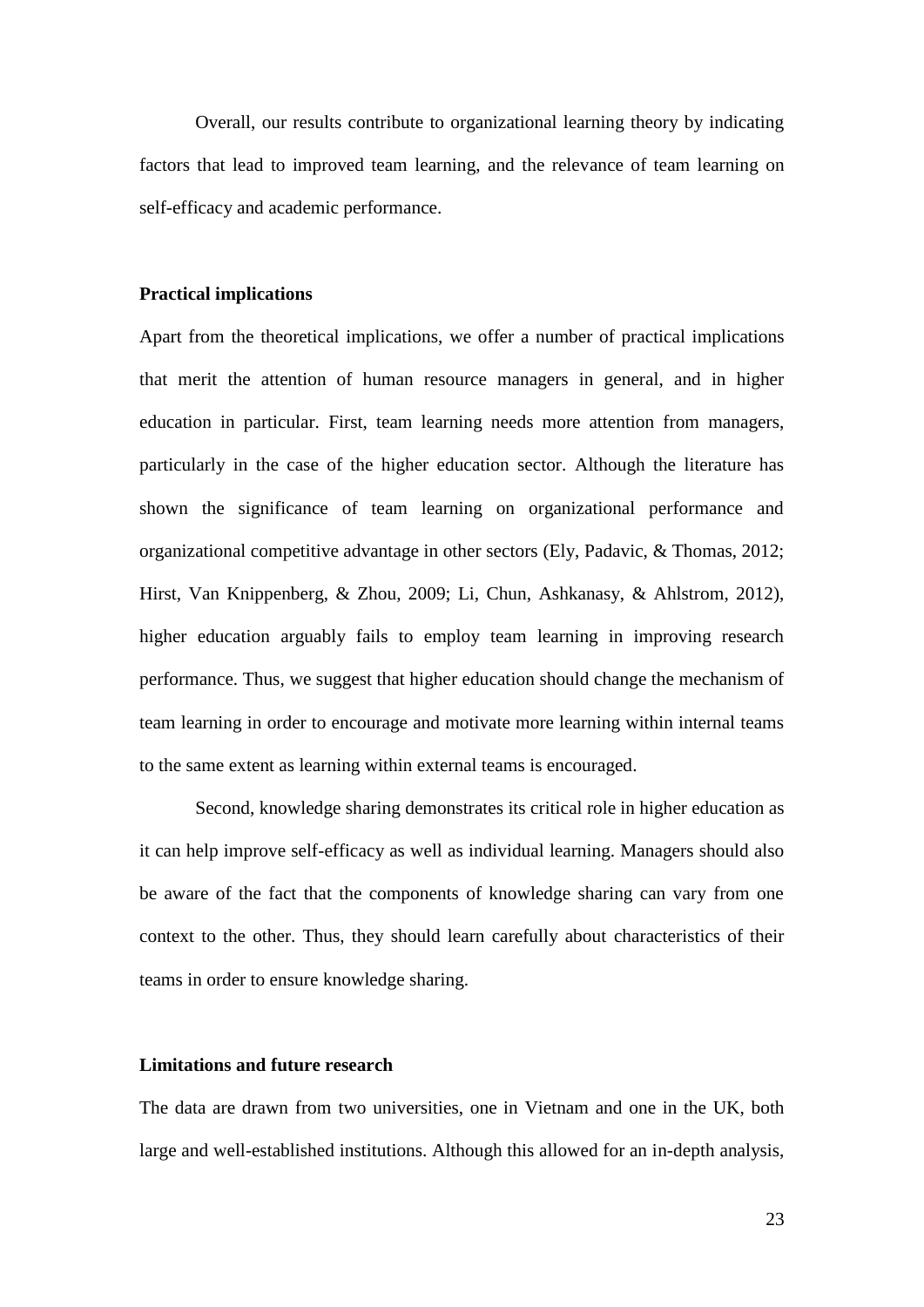Overall, our results contribute to organizational learning theory by indicating factors that lead to improved team learning, and the relevance of team learning on self-efficacy and academic performance.

**Practical implications**

Apart from the theoretical implications, we offer a number of practical implications that merit the attention of human resource managers in general, and in higher education in particular. First, team learning needs more attention from managers, particularly in the case of the higher education sector. Although the literature has shown the significance of team learning on organizational performance and organizational competitive advantage in other sectors (Ely, Padavic, & Thomas, 2012; Hirst, Van Knippenberg, & Zhou, 2009; Li, Chun, Ashkanasy, & Ahlstrom, 2012), higher education arguably fails to employ team learning in improving research performance. Thus, we suggest that higher education should change the mechanism of team learning in order to encourage and motivate more learning within internal teams to the same extent as learning within external teams is encouraged.

Second, knowledge sharing demonstrates its critical role in higher education as it can help improve self-efficacy as well as individual learning. Managers should also be aware of the fact that the components of knowledge sharing can vary from one context to the other. Thus, they should learn carefully about characteristics of their teams in order to ensure knowledge sharing.

**Limitations and future research**

The data are drawn from two universities, one in Vietnam and one in the UK, both large and well-established institutions. Although this allowed for an in-depth analysis,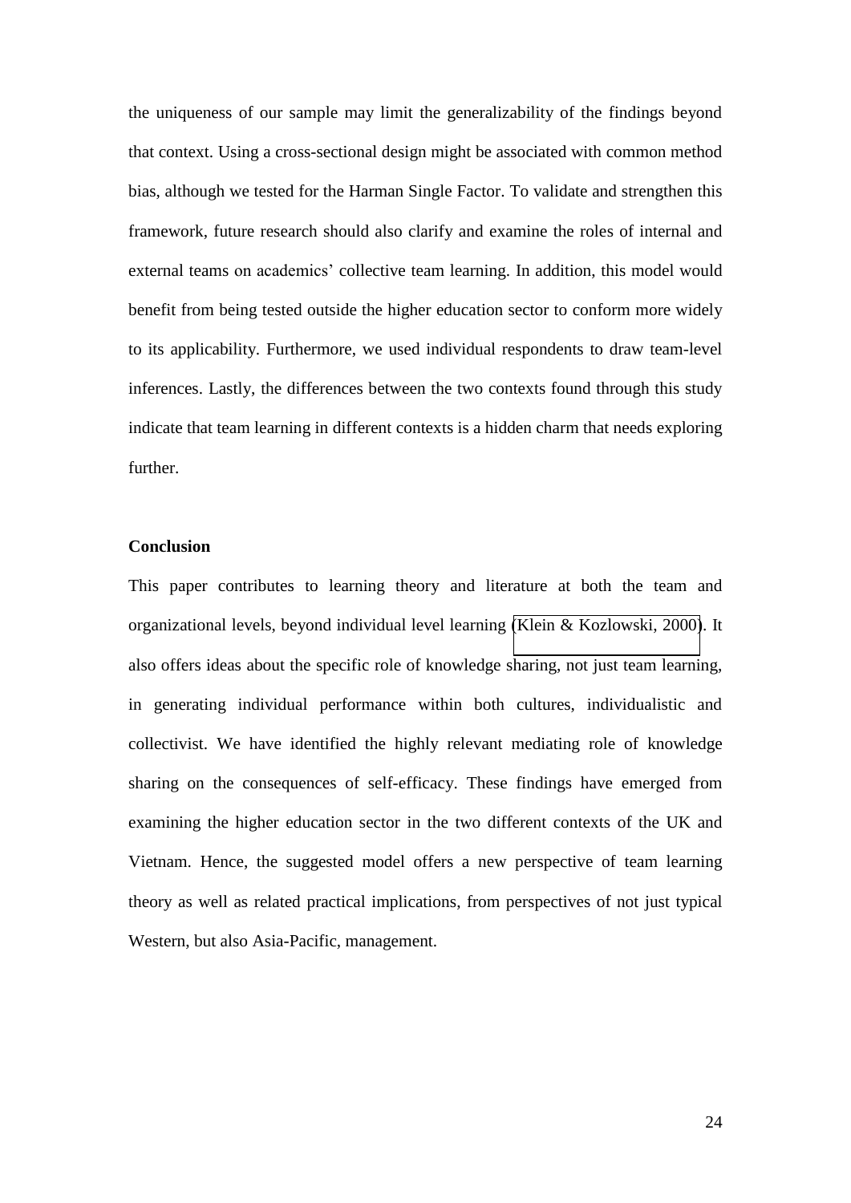the uniqueness of our sample may limit the generalizability of the findings beyond that context. Using a cross-sectional design might be associated with common method bias, although we tested for the Harman Single Factor. To validate and strengthen this framework, future research should also clarify and examine the roles of internal and external teams on academics' collective team learning. In addition, this model would benefit from being tested outside the higher education sector to conform more widely to its applicability. Furthermore, we used individual respondents to draw team-level inferences. Lastly, the differences between the two contexts found through this study indicate that team learning in different contexts is a hidden charm that needs exploring further.

## Conclusion

This paper contributes to learning theory and literature at both the team and organizational levels, beyond individual level learning (Klein & Kozlowski, 2000). It also offers ideas about the specific role of knowledge sharing, not just team learning, in generating individual performance within both cultures, individualistic and collectivist. We have identified the highly relevant mediating role of knowledge sharing on the consequences of self-efficacy. These findings have emerged from examining the higher education sector in the two different contexts of the UK and Vietnam. Hence, the suggested model offers a new perspective of team learning theory as well as related practical implications, from perspectives of not just typical Western, but also Asia-Pacific, management.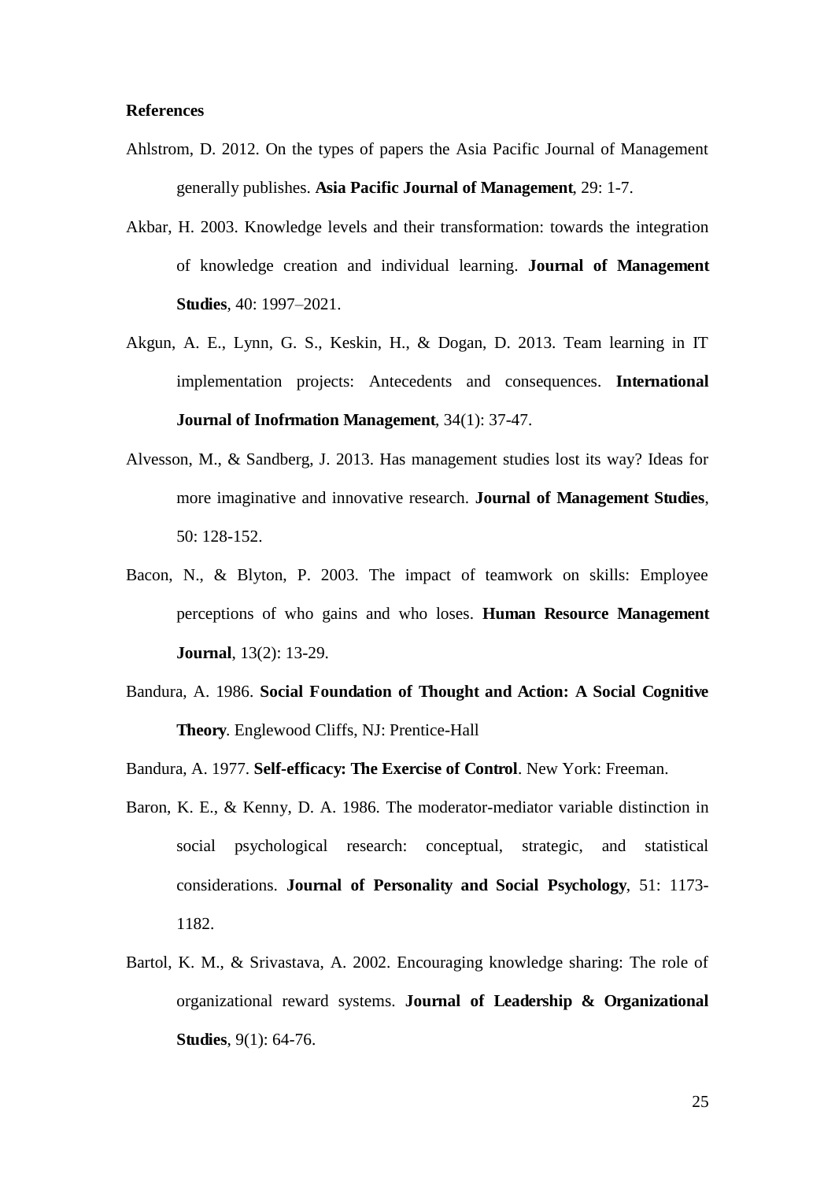**References**

Ahlstrom, D. 2012. On the types of papers the Asia Pacific Journal of Management generally publishes. **Asia Pacific Journal of Management**, 29: 1-7.

Akbar, H. 2003. Knowledge levels and their transformation: towards the integration of knowledge creation and individual learning. **Journal of Management Studies**, 40: 1997–2021.

Akgun, A. E., Lynn, G. S., Keskin, H., & Dogan, D. 2013. Team learning in IT implementation projects: Antecedents and consequences. **International Journal of Inofrmation Management**, 34(1): 37-47.

Alvesson, M., & Sandberg, J. 2013. Has management studies lost its way? Ideas for more imaginative and innovative research. **Journal of Management Studies**, 50: 128-152.

Bacon, N., & Blyton, P. 2003. The impact of teamwork on skills: Employee perceptions of who gains and who loses. **Human Resource Management Journal**, 13(2): 13-29.

Bandura, A. 1986. **Social Foundation of Thought and Action: A Social Cognitive Theory**. Englewood Cliffs, NJ: Prentice-Hall

Bandura, A. 1977. **Self-efficacy: The Exercise of Control**. New York: Freeman.

Baron, K. E., & Kenny, D. A. 1986. The moderator-mediator variable distinction in social psychological research: conceptual, strategic, and statistical considerations. **Journal of Personality and Social Psychology**, 51: 1173-1182.

Bartol, K. M., & Srivastava, A. 2002. Encouraging knowledge sharing: The role of organizational reward systems. **Journal of Leadership & Organizational Studies**, 9(1): 64-76.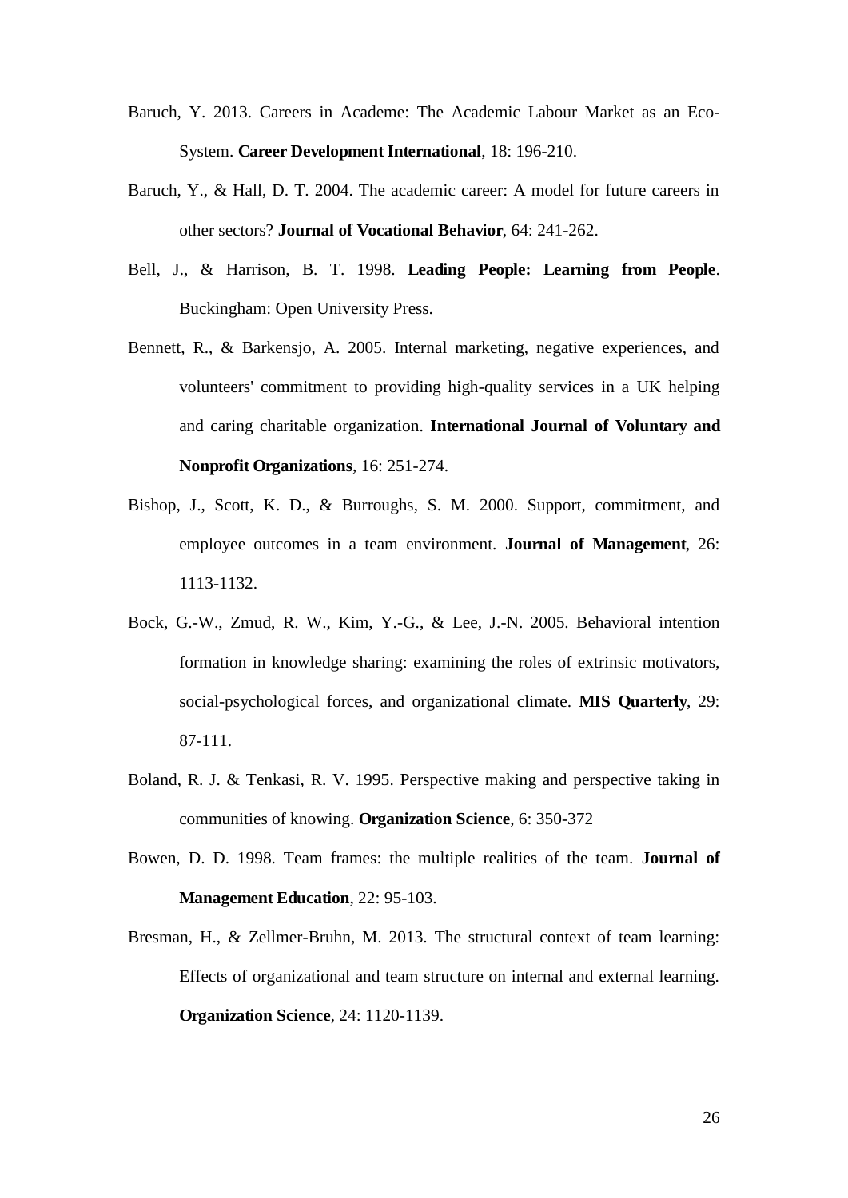Baruch, Y. 2013. Careers in Academe: The Academic Labour Market as an Eco-System. **Career Development International**, 18: 196-210.

Baruch, Y., & Hall, D. T. 2004. The academic career: A model for future careers in other sectors? **Journal of Vocational Behavior**, 64: 241-262.

Bell, J., & Harrison, B. T. 1998. **Leading People: Learning from People**. Buckingham: Open University Press.

Bennett, R., & Barkensjo, A. 2005. Internal marketing, negative experiences, and volunteers' commitment to providing high-quality services in a UK helping and caring charitable organization. **International Journal of Voluntary and Nonprofit Organizations**, 16: 251-274.

Bishop, J., Scott, K. D., & Burroughs, S. M. 2000. Support, commitment, and employee outcomes in a team environment. **Journal of Management**, 26: 1113-1132.

Bock, G.-W., Zmud, R. W., Kim, Y.-G., & Lee, J.-N. 2005. Behavioral intention formation in knowledge sharing: examining the roles of extrinsic motivators, social-psychological forces, and organizational climate. **MIS Quarterly**, 29: 87-111.

Boland, R. J. & Tenkasi, R. V. 1995. Perspective making and perspective taking in communities of knowing. **Organization Science**, 6: 350-372

Bowen, D. D. 1998. Team frames: the multiple realities of the team. **Journal of Management Education**, 22: 95-103.

Bresman, H., & Zellmer-Bruhn, M. 2013. The structural context of team learning: Effects of organizational and team structure on internal and external learning. **Organization Science**, 24: 1120-1139.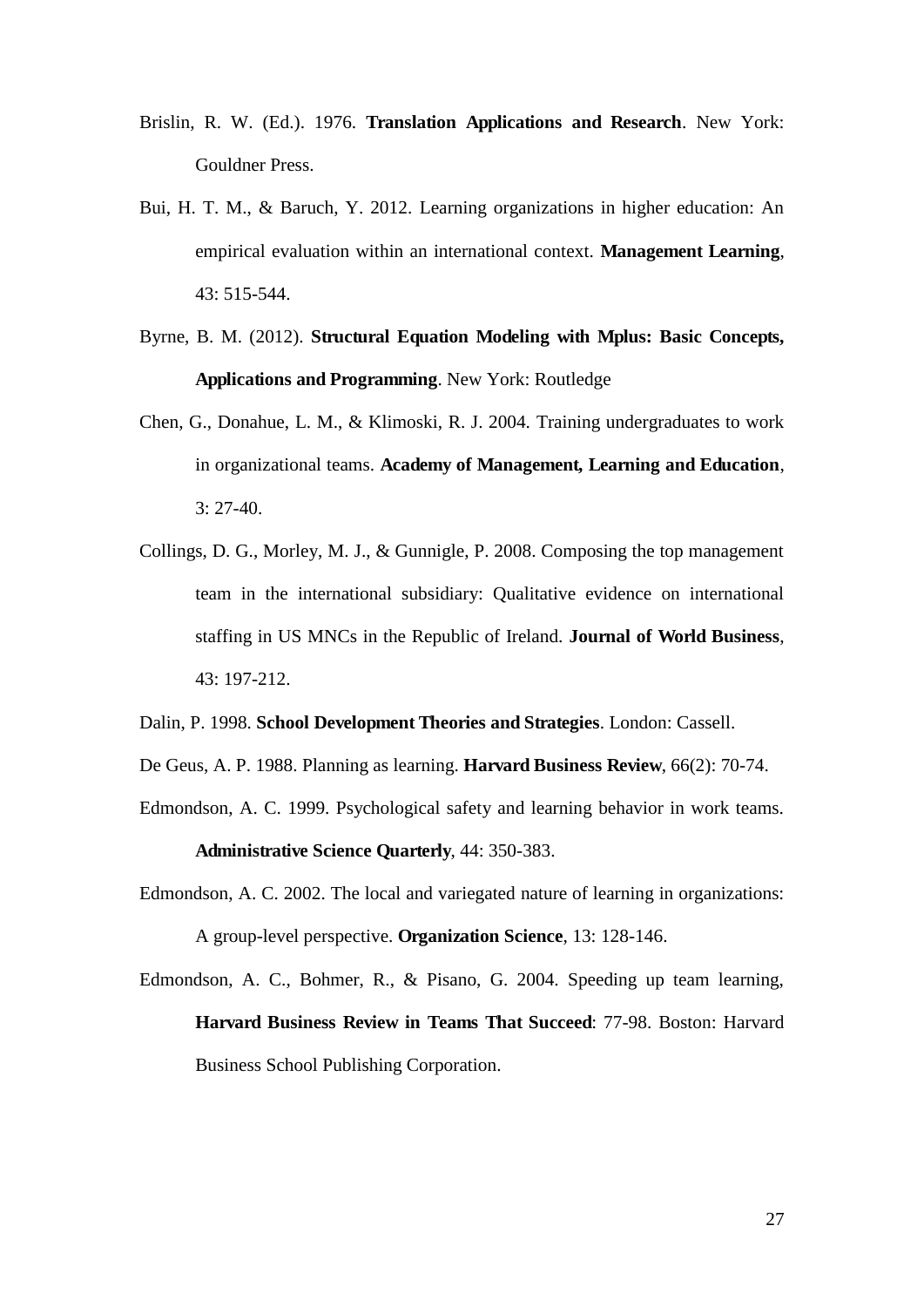Brislin, R. W. (Ed.). 1976. **Translation Applications and Research**. New York: Gouldner Press.

Bui, H. T. M., & Baruch, Y. 2012. Learning organizations in higher education: An empirical evaluation within an international context. **Management Learning**, 43: 515-544.

Byrne, B. M. (2012). **Structural Equation Modeling with Mplus: Basic Concepts, Applications and Programming**. New York: Routledge

Chen, G., Donahue, L. M., & Klimoski, R. J. 2004. Training undergraduates to work in organizational teams. **Academy of Management, Learning and Education**, 3: 27-40.

Collings, D. G., Morley, M. J., & Gunnigle, P. 2008. Composing the top management team in the international subsidiary: Qualitative evidence on international staffing in US MNCs in the Republic of Ireland. **Journal of World Business**, 43: 197-212.

Dalin, P. 1998. **School Development Theories and Strategies**. London: Cassell.

De Geus, A. P. 1988. Planning as learning. **Harvard Business Review**, 66(2): 70-74.

Edmondson, A. C. 1999. Psychological safety and learning behavior in work teams. **Administrative Science Quarterly**, 44: 350-383.

Edmondson, A. C. 2002. The local and variegated nature of learning in organizations: A group-level perspective. **Organization Science**, 13: 128-146.

Edmondson, A. C., Bohmer, R., & Pisano, G. 2004. Speeding up team learning, **Harvard Business Review in Teams That Succeed**: 77-98. Boston: Harvard Business School Publishing Corporation.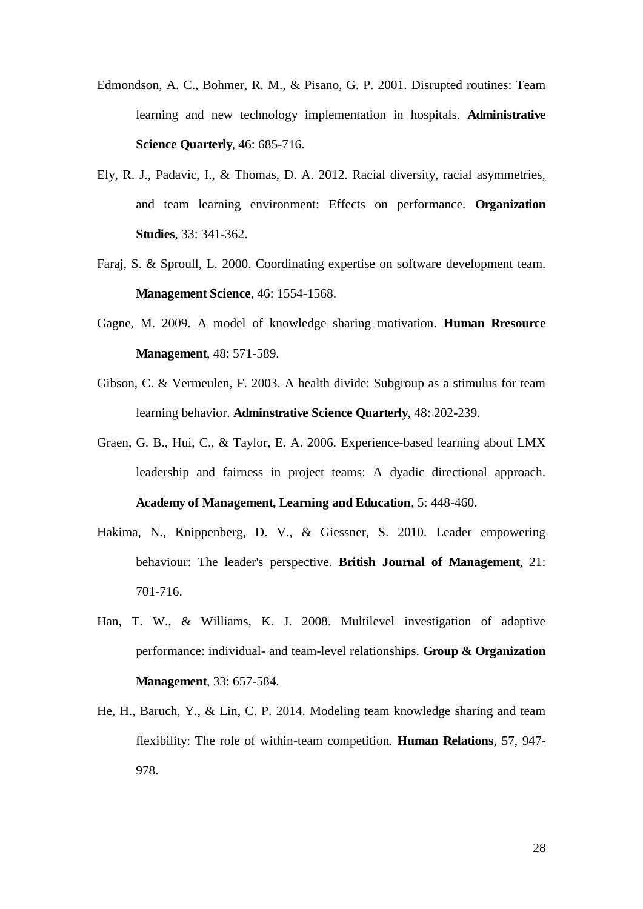Edmondson, A. C., Bohmer, R. M., & Pisano, G. P. 2001. Disrupted routines: Team learning and new technology implementation in hospitals. **Administrative Science Quarterly**, 46: 685-716.

Ely, R. J., Padavic, I., & Thomas, D. A. 2012. Racial diversity, racial asymmetries, and team learning environment: Effects on performance. **Organization Studies**, 33: 341-362.

Faraj, S. & Sproull, L. 2000. Coordinating expertise on software development team. **Management Science**, 46: 1554-1568.

Gagne, M. 2009. A model of knowledge sharing motivation. **Human Rresource Management**, 48: 571-589.

Gibson, C. & Vermeulen, F. 2003. A health divide: Subgroup as a stimulus for team learning behavior. **Adminstrative Science Quarterly**, 48: 202-239.

Graen, G. B., Hui, C., & Taylor, E. A. 2006. Experience-based learning about LMX leadership and fairness in project teams: A dyadic directional approach. **Academy of Management, Learning and Education**, 5: 448-460.

Hakima, N., Knippenberg, D. V., & Giessner, S. 2010. Leader empowering behaviour: The leader's perspective. **British Journal of Management**, 21: 701-716.

Han, T. W., & Williams, K. J. 2008. Multilevel investigation of adaptive performance: individual- and team-level relationships. **Group & Organization Management**, 33: 657-584.

He, H., Baruch, Y., & Lin, C. P. 2014. Modeling team knowledge sharing and team flexibility: The role of within-team competition. **Human Relations**, 57, 947-978.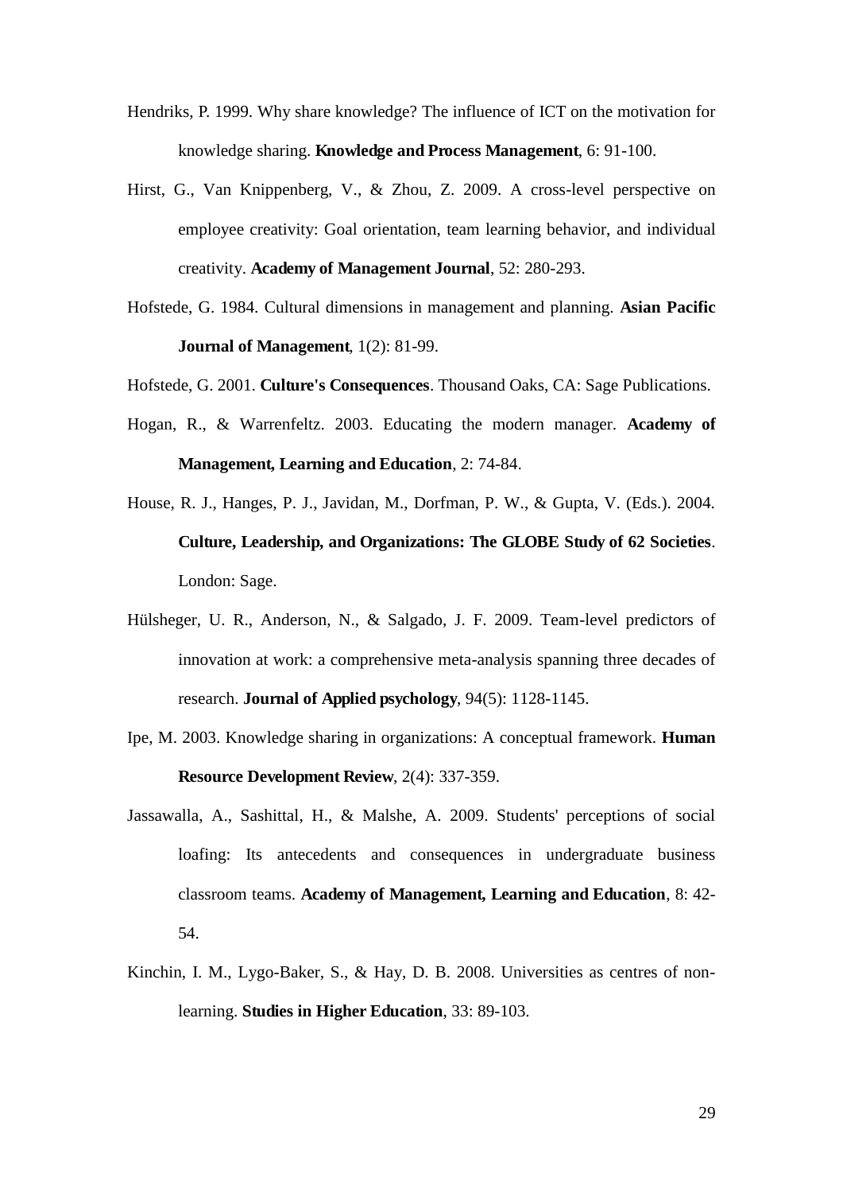Hendriks, P. 1999. Why share knowledge? The influence of ICT on the motivation for knowledge sharing. **Knowledge and Process Management**, 6: 91-100.

Hirst, G., Van Knippenberg, V., & Zhou, Z. 2009. A cross-level perspective on employee creativity: Goal orientation, team learning behavior, and individual creativity. **Academy of Management Journal**, 52: 280-293.

Hofstede, G. 1984. Cultural dimensions in management and planning. **Asian Pacific Journal of Management**, 1(2): 81-99.

Hofstede, G. 2001. **Culture's Consequences**. Thousand Oaks, CA: Sage Publications.

Hogan, R., & Warrenfeltz. 2003. Educating the modern manager. **Academy of Management, Learning and Education**, 2: 74-84.

House, R. J., Hanges, P. J., Javidan, M., Dorfman, P. W., & Gupta, V. (Eds.). 2004. **Culture, Leadership, and Organizations: The GLOBE Study of 62 Societies**. London: Sage.

Hülsheger, U. R., Anderson, N., & Salgado, J. F. 2009. Team-level predictors of innovation at work: a comprehensive meta-analysis spanning three decades of research. **Journal of Applied psychology**, 94(5): 1128-1145.

Ipe, M. 2003. Knowledge sharing in organizations: A conceptual framework. **Human Resource Development Review**, 2(4): 337-359.

Jassawalla, A., Sashittal, H., & Malshe, A. 2009. Students' perceptions of social loafing: Its antecedents and consequences in undergraduate business classroom teams. **Academy of Management, Learning and Education**, 8: 42-54.

Kinchin, I. M., Lygo-Baker, S., & Hay, D. B. 2008. Universities as centres of non-learning. **Studies in Higher Education**, 33: 89-103.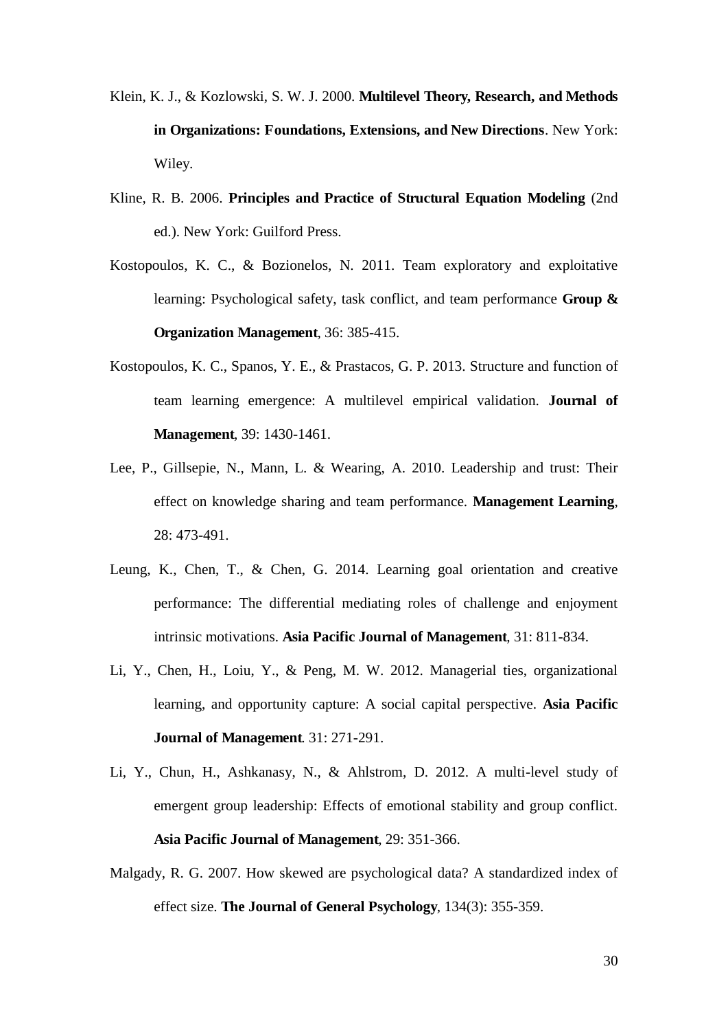Klein, K. J., & Kozlowski, S. W. J. 2000. **Multilevel Theory, Research, and Methods in Organizations: Foundations, Extensions, and New Directions**. New York: Wiley.

Kline, R. B. 2006. **Principles and Practice of Structural Equation Modeling** (2nd ed.). New York: Guilford Press.

Kostopoulos, K. C., & Bozionelos, N. 2011. Team exploratory and exploitative learning: Psychological safety, task conflict, and team performance **Group & Organization Management**, 36: 385-415.

Kostopoulos, K. C., Spanos, Y. E., & Prastacos, G. P. 2013. Structure and function of team learning emergence: A multilevel empirical validation. **Journal of Management**, 39: 1430-1461.

Lee, P., Gillsepie, N., Mann, L. & Wearing, A. 2010. Leadership and trust: Their effect on knowledge sharing and team performance. **Management Learning**, 28: 473-491.

Leung, K., Chen, T., & Chen, G. 2014. Learning goal orientation and creative performance: The differential mediating roles of challenge and enjoyment intrinsic motivations. **Asia Pacific Journal of Management**, 31: 811-834.

Li, Y., Chen, H., Loiu, Y., & Peng, M. W. 2012. Managerial ties, organizational learning, and opportunity capture: A social capital perspective. **Asia Pacific Journal of Management**. 31: 271-291.

Li, Y., Chun, H., Ashkanasy, N., & Ahlstrom, D. 2012. A multi-level study of emergent group leadership: Effects of emotional stability and group conflict. **Asia Pacific Journal of Management**, 29: 351-366.

Malgady, R. G. 2007. How skewed are psychological data? A standardized index of effect size. **The Journal of General Psychology**, 134(3): 355-359.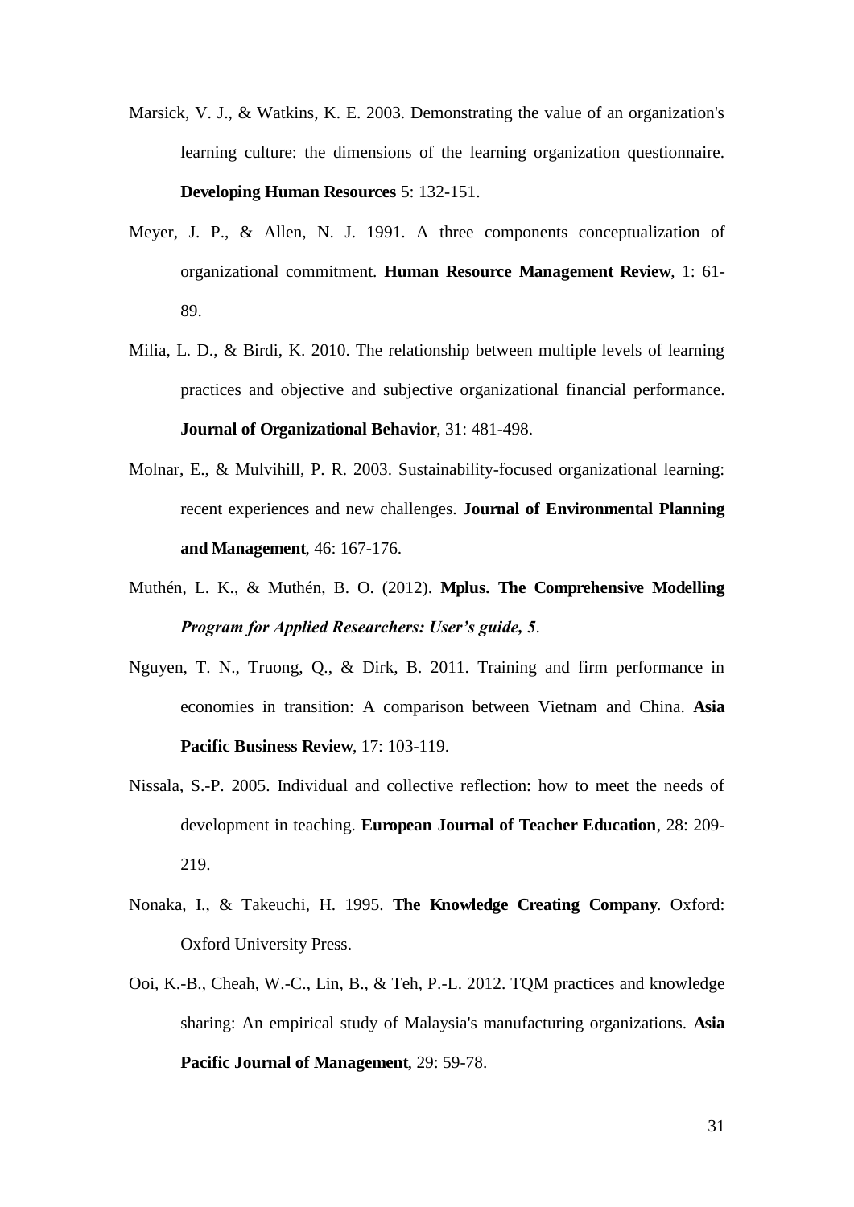Marsick, V. J., & Watkins, K. E. 2003. Demonstrating the value of an organization's learning culture: the dimensions of the learning organization questionnaire. **Developing Human Resources** 5: 132-151.

Meyer, J. P., & Allen, N. J. 1991. A three components conceptualization of organizational commitment. **Human Resource Management Review**, 1: 61-89.

Milia, L. D., & Birdi, K. 2010. The relationship between multiple levels of learning practices and objective and subjective organizational financial performance. **Journal of Organizational Behavior**, 31: 481-498.

Molnar, E., & Mulvihill, P. R. 2003. Sustainability-focused organizational learning: recent experiences and new challenges. **Journal of Environmental Planning and Management**, 46: 167-176.

Muthén, L. K., & Muthén, B. O. (2012). **Mplus. The Comprehensive Modelling *Program for Applied Researchers: User's guide, 5***.

Nguyen, T. N., Truong, Q., & Dirk, B. 2011. Training and firm performance in economies in transition: A comparison between Vietnam and China. **Asia Pacific Business Review**, 17: 103-119.

Nissala, S.-P. 2005. Individual and collective reflection: how to meet the needs of development in teaching. **European Journal of Teacher Education**, 28: 209-219.

Nonaka, I., & Takeuchi, H. 1995. **The Knowledge Creating Company**. Oxford: Oxford University Press.

Ooi, K.-B., Cheah, W.-C., Lin, B., & Teh, P.-L. 2012. TQM practices and knowledge sharing: An empirical study of Malaysia's manufacturing organizations. **Asia Pacific Journal of Management**, 29: 59-78.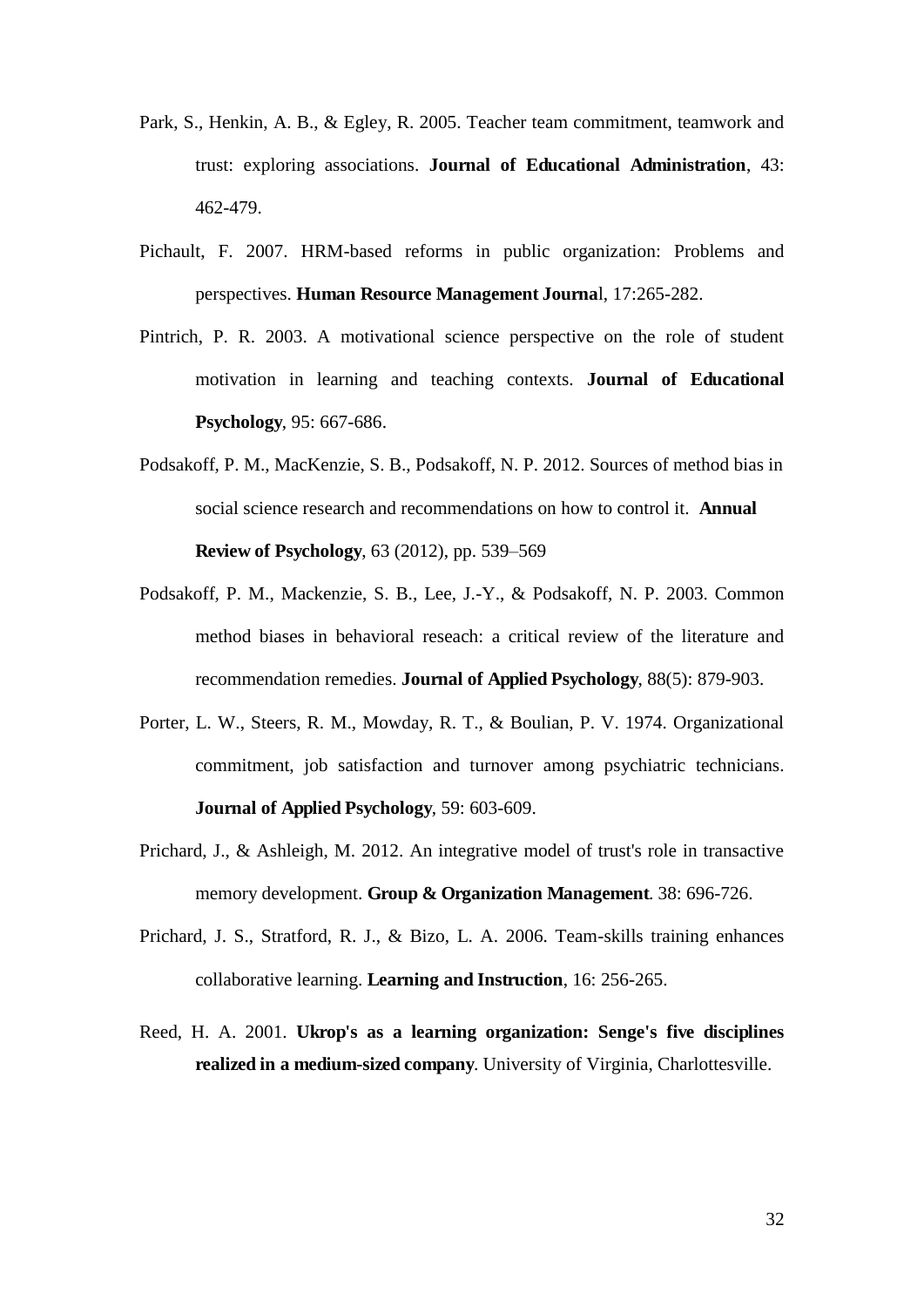Park, S., Henkin, A. B., & Egley, R. 2005. Teacher team commitment, teamwork and trust: exploring associations. **Journal of Educational Administration**, 43: 462-479.

Pichault, F. 2007. HRM-based reforms in public organization: Problems and perspectives. **Human Resource Management Journa**l, 17:265-282.

Pintrich, P. R. 2003. A motivational science perspective on the role of student motivation in learning and teaching contexts. **Journal of Educational Psychology**, 95: 667-686.

Podsakoff, P. M., MacKenzie, S. B., Podsakoff, N. P. 2012. Sources of method bias in social science research and recommendations on how to control it. **Annual Review of Psychology**, 63 (2012), pp. 539–569

Podsakoff, P. M., Mackenzie, S. B., Lee, J.-Y., & Podsakoff, N. P. 2003. Common method biases in behavioral reseach: a critical review of the literature and recommendation remedies. **Journal of Applied Psychology**, 88(5): 879-903.

Porter, L. W., Steers, R. M., Mowday, R. T., & Boulian, P. V. 1974. Organizational commitment, job satisfaction and turnover among psychiatric technicians. **Journal of Applied Psychology**, 59: 603-609.

Prichard, J., & Ashleigh, M. 2012. An integrative model of trust's role in transactive memory development. **Group & Organization Management**. 38: 696-726.

Prichard, J. S., Stratford, R. J., & Bizo, L. A. 2006. Team-skills training enhances collaborative learning. **Learning and Instruction**, 16: 256-265.

Reed, H. A. 2001. **Ukrop's as a learning organization: Senge's five disciplines realized in a medium-sized company**. University of Virginia, Charlottesville.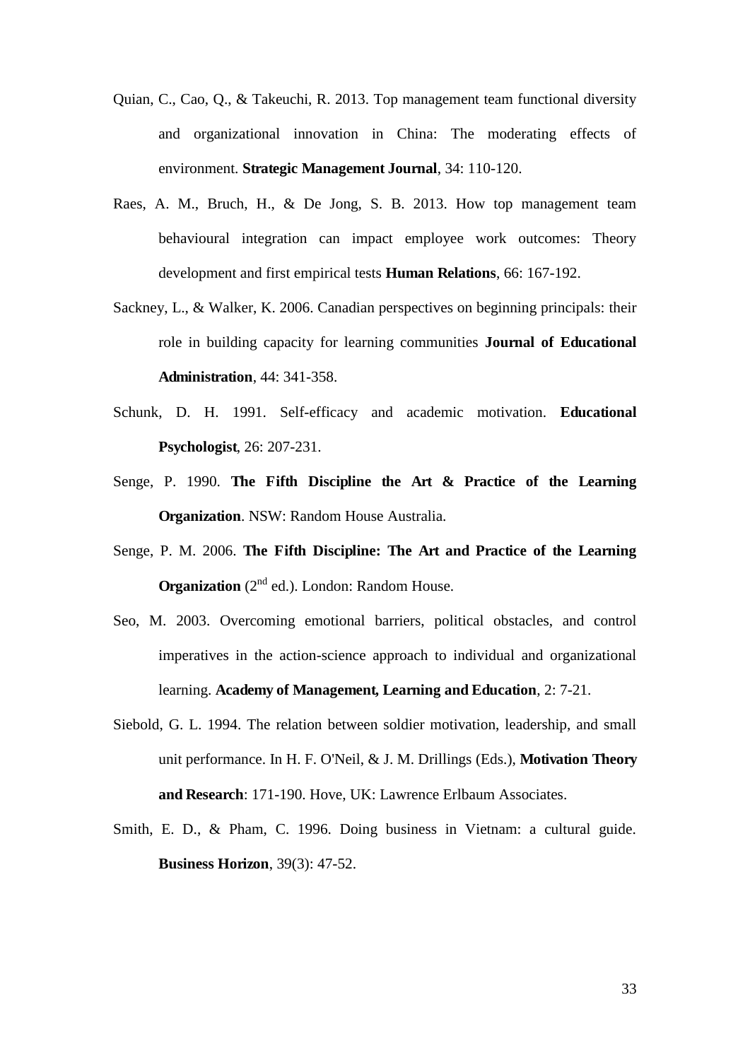Quian, C., Cao, Q., & Takeuchi, R. 2013. Top management team functional diversity and organizational innovation in China: The moderating effects of environment. **Strategic Management Journal**, 34: 110-120.

Raes, A. M., Bruch, H., & De Jong, S. B. 2013. How top management team behavioural integration can impact employee work outcomes: Theory development and first empirical tests **Human Relations**, 66: 167-192.

Sackney, L., & Walker, K. 2006. Canadian perspectives on beginning principals: their role in building capacity for learning communities **Journal of Educational Administration**, 44: 341-358.

Schunk, D. H. 1991. Self-efficacy and academic motivation. **Educational Psychologist**, 26: 207-231.

Senge, P. 1990. **The Fifth Discipline the Art & Practice of the Learning Organization**. NSW: Random House Australia.

Senge, P. M. 2006. **The Fifth Discipline: The Art and Practice of the Learning Organization** (2nd ed.). London: Random House.

Seo, M. 2003. Overcoming emotional barriers, political obstacles, and control imperatives in the action-science approach to individual and organizational learning. **Academy of Management, Learning and Education**, 2: 7-21.

Siebold, G. L. 1994. The relation between soldier motivation, leadership, and small unit performance. In H. F. O'Neil, & J. M. Drillings (Eds.), **Motivation Theory and Research**: 171-190. Hove, UK: Lawrence Erlbaum Associates.

Smith, E. D., & Pham, C. 1996. Doing business in Vietnam: a cultural guide. **Business Horizon**, 39(3): 47-52.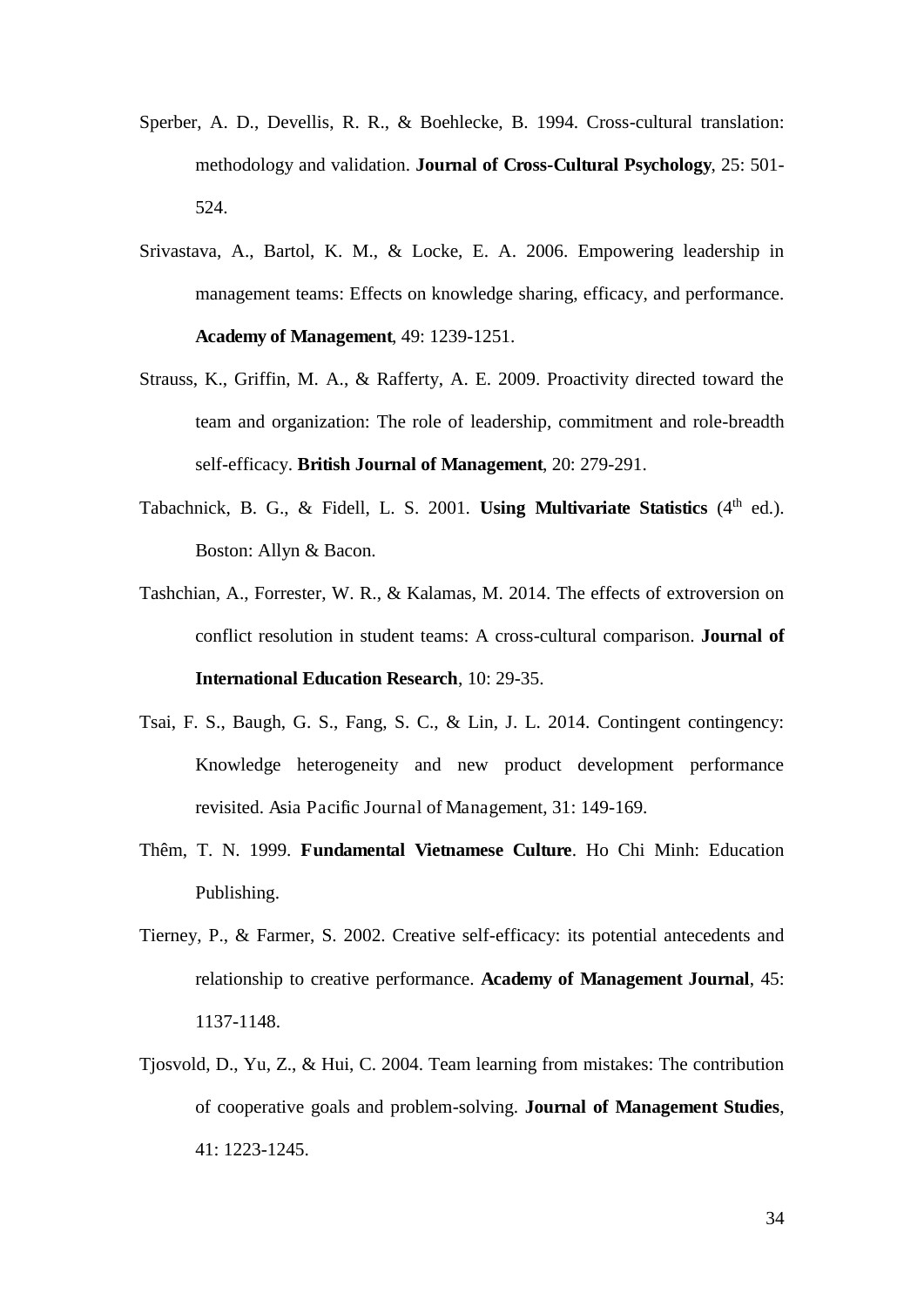Sperber, A. D., Devellis, R. R., & Boehlecke, B. 1994. Cross-cultural translation: methodology and validation. **Journal of Cross-Cultural Psychology**, 25: 501-524.

Srivastava, A., Bartol, K. M., & Locke, E. A. 2006. Empowering leadership in management teams: Effects on knowledge sharing, efficacy, and performance. **Academy of Management**, 49: 1239-1251.

Strauss, K., Griffin, M. A., & Rafferty, A. E. 2009. Proactivity directed toward the team and organization: The role of leadership, commitment and role-breadth self-efficacy. **British Journal of Management**, 20: 279-291.

Tabachnick, B. G., & Fidell, L. S. 2001. **Using Multivariate Statistics** (4th ed.). Boston: Allyn & Bacon.

Tashchian, A., Forrester, W. R., & Kalamas, M. 2014. The effects of extroversion on conflict resolution in student teams: A cross-cultural comparison. **Journal of International Education Research**, 10: 29-35.

Tsai, F. S., Baugh, G. S., Fang, S. C., & Lin, J. L. 2014. Contingent contingency: Knowledge heterogeneity and new product development performance revisited. Asia Pacific Journal of Management, 31: 149-169.

Thêm, T. N. 1999. **Fundamental Vietnamese Culture**. Ho Chi Minh: Education Publishing.

Tierney, P., & Farmer, S. 2002. Creative self-efficacy: its potential antecedents and relationship to creative performance. **Academy of Management Journal**, 45: 1137-1148.

Tjosvold, D., Yu, Z., & Hui, C. 2004. Team learning from mistakes: The contribution of cooperative goals and problem-solving. **Journal of Management Studies**, 41: 1223-1245.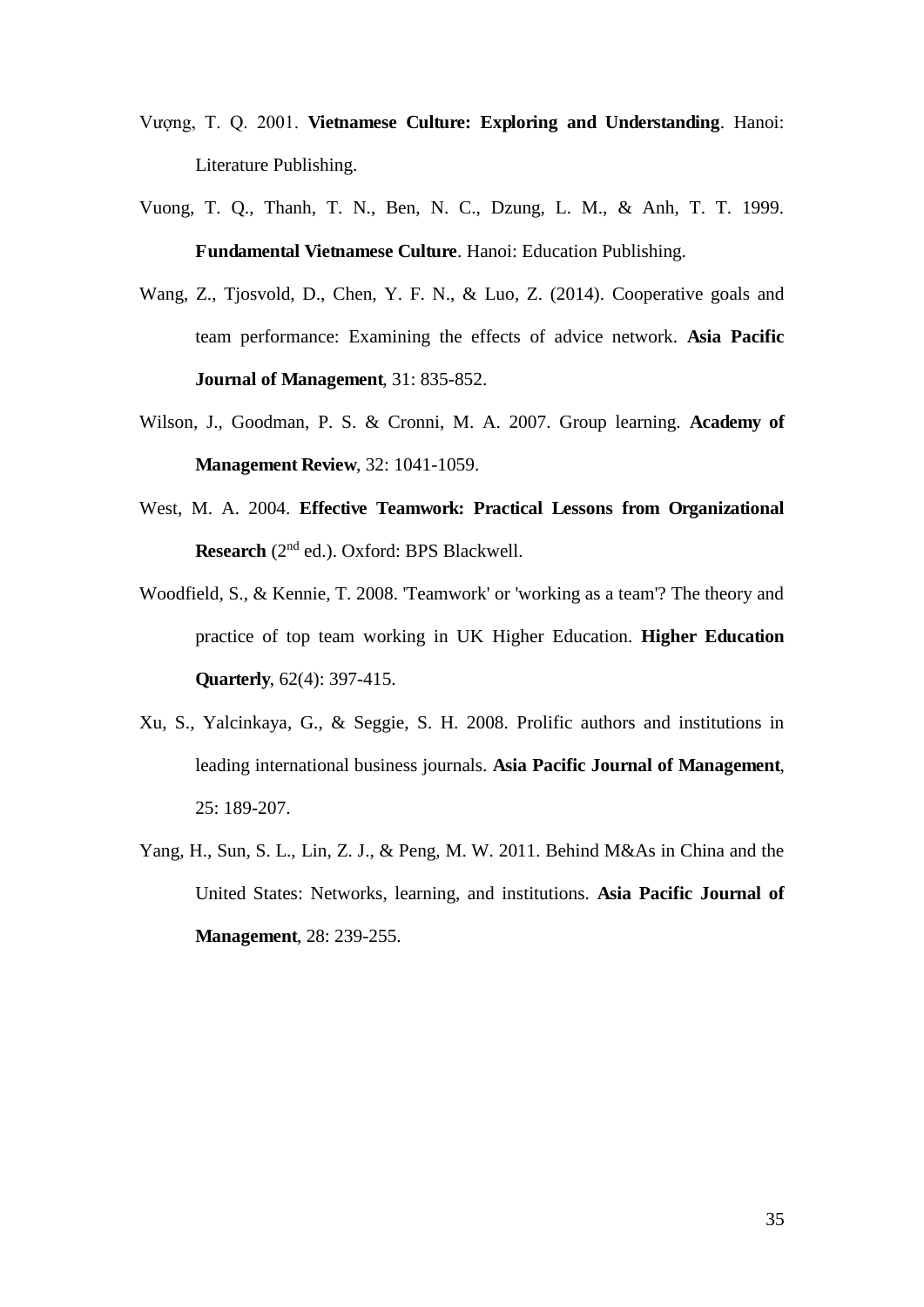Vượng, T. Q. 2001. **Vietnamese Culture: Exploring and Understanding**. Hanoi: Literature Publishing.

Vuong, T. Q., Thanh, T. N., Ben, N. C., Dzung, L. M., & Anh, T. T. 1999. **Fundamental Vietnamese Culture**. Hanoi: Education Publishing.

Wang, Z., Tjosvold, D., Chen, Y. F. N., & Luo, Z. (2014). Cooperative goals and team performance: Examining the effects of advice network. **Asia Pacific Journal of Management**, 31: 835-852.

Wilson, J., Goodman, P. S. & Cronni, M. A. 2007. Group learning. **Academy of Management Review**, 32: 1041-1059.

West, M. A. 2004. **Effective Teamwork: Practical Lessons from Organizational Research** (2nd ed.). Oxford: BPS Blackwell.

Woodfield, S., & Kennie, T. 2008. 'Teamwork' or 'working as a team'? The theory and practice of top team working in UK Higher Education. **Higher Education Quarterly**, 62(4): 397-415.

Xu, S., Yalcinkaya, G., & Seggie, S. H. 2008. Prolific authors and institutions in leading international business journals. **Asia Pacific Journal of Management**, 25: 189-207.

Yang, H., Sun, S. L., Lin, Z. J., & Peng, M. W. 2011. Behind M&As in China and the United States: Networks, learning, and institutions. **Asia Pacific Journal of Management**, 28: 239-255.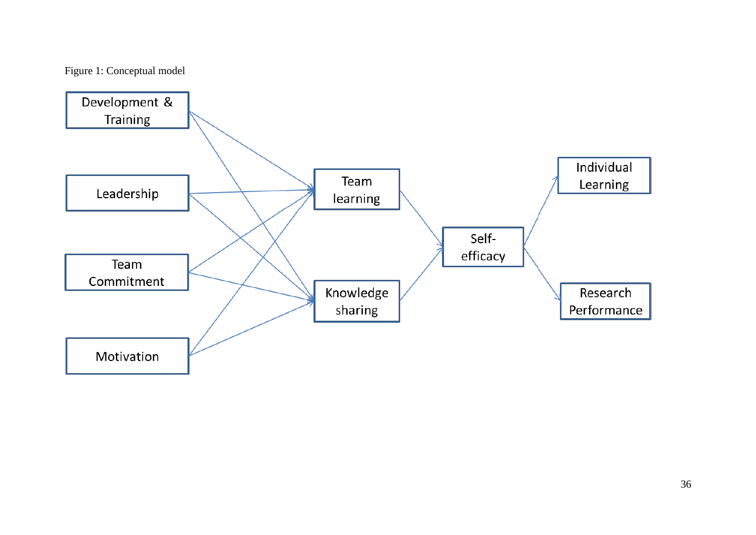Figure 1: Conceptual model

Development & Training

Leadership

Team Commitment

Motivation

Team learning

Knowledge sharing

Self-efficacy

Individual Learning

Research Performance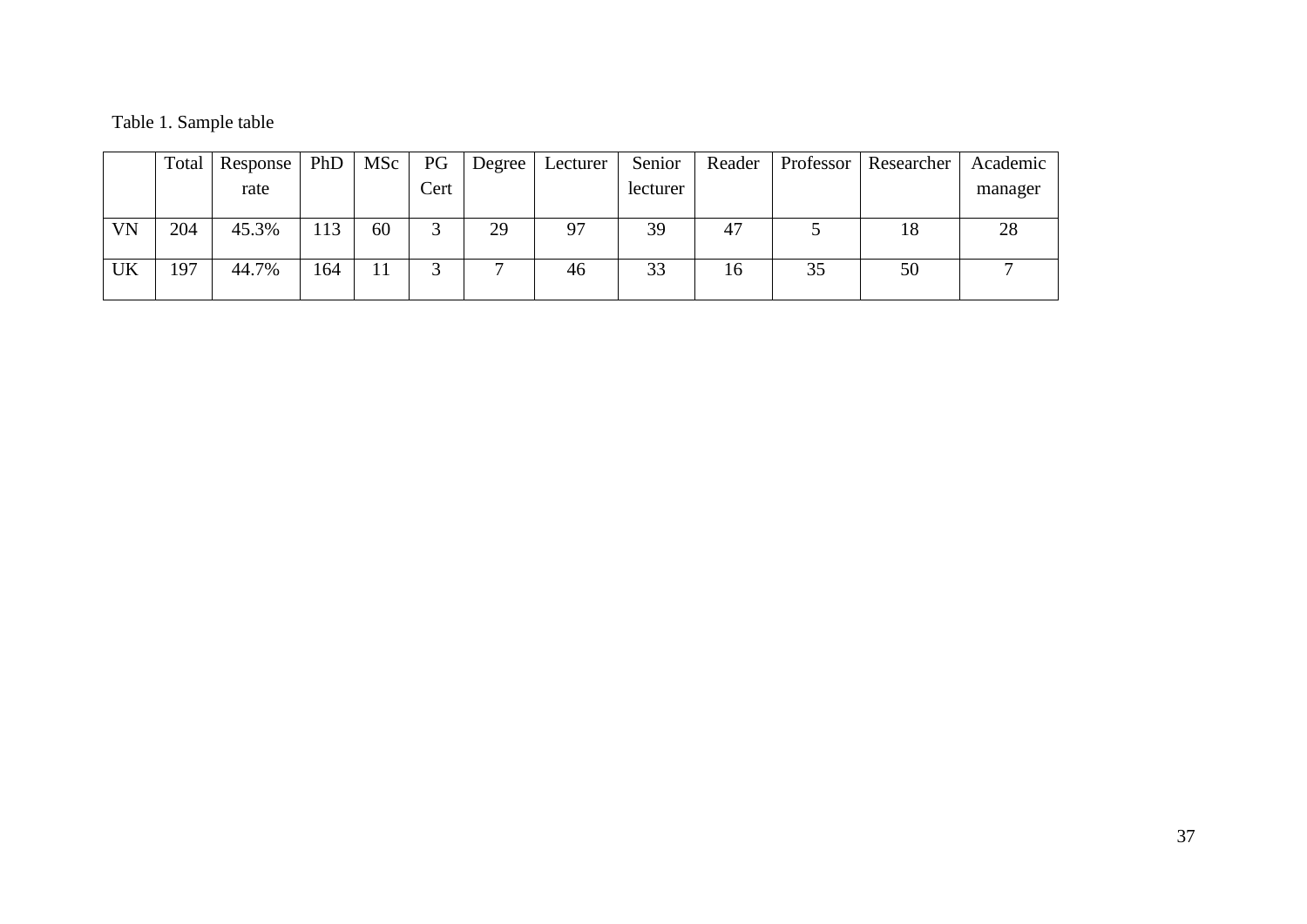Table 1. Sample table

| | Total | Response rate | PhD | MSc | PG Cert | Degree | Lecturer | Senior lecturer | Reader | Professor | Researcher | Academic manager |
|---|---|---|---|---|---|---|---|---|---|---|---|---|
| VN | 204 | 45.3% | 113 | 60 | 3 | 29 | 97 | 39 | 47 | 5 | 18 | 28 |
| UK | 197 | 44.7% | 164 | 11 | 3 | 7 | 46 | 33 | 16 | 35 | 50 | 7 |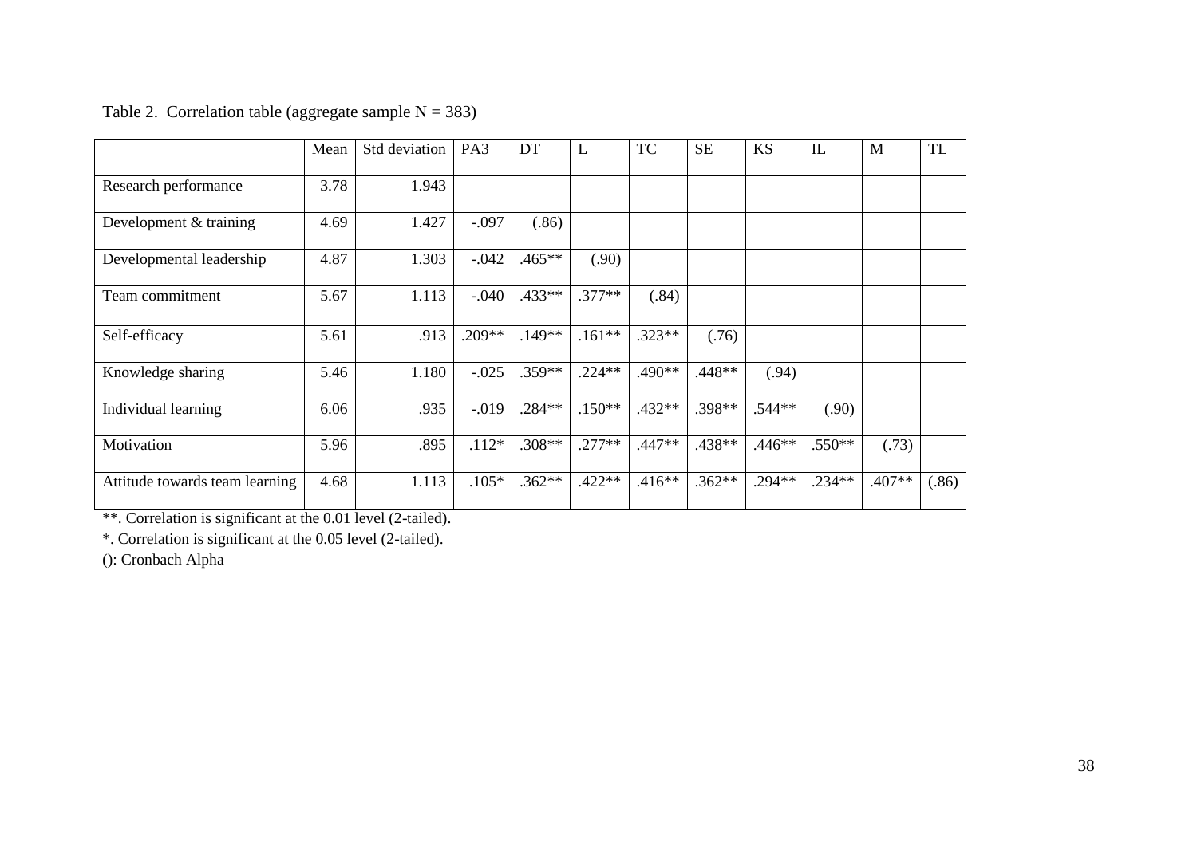Table 2. Correlation table (aggregate sample N = 383)

| | Mean | Std deviation | PA3 | DT | L | TC | SE | KS | IL | M | TL |
|---|---|---|---|---|---|---|---|---|---|---|---|
| Research performance | 3.78 | 1.943 | | | | | | | | | |
| Development & training | 4.69 | 1.427 | -.097 | (.86) | | | | | | | |
| Developmental leadership | 4.87 | 1.303 | -.042 | .465** | (.90) | | | | | | |
| Team commitment | 5.67 | 1.113 | -.040 | .433** | .377** | (.84) | | | | | |
| Self-efficacy | 5.61 | .913 | .209** | .149** | .161** | .323** | (.76) | | | | |
| Knowledge sharing | 5.46 | 1.180 | -.025 | .359** | .224** | .490** | .448** | (.94) | | | |
| Individual learning | 6.06 | .935 | -.019 | .284** | .150** | .432** | .398** | .544** | (.90) | | |
| Motivation | 5.96 | .895 | .112* | .308** | .277** | .447** | .438** | .446** | .550** | (.73) | |
| Attitude towards team learning | 4.68 | 1.113 | .105* | .362** | .422** | .416** | .362** | .294** | .234** | .407** | (.86) |

**. Correlation is significant at the 0.01 level (2-tailed).

*. Correlation is significant at the 0.05 level (2-tailed).

(): Cronbach Alpha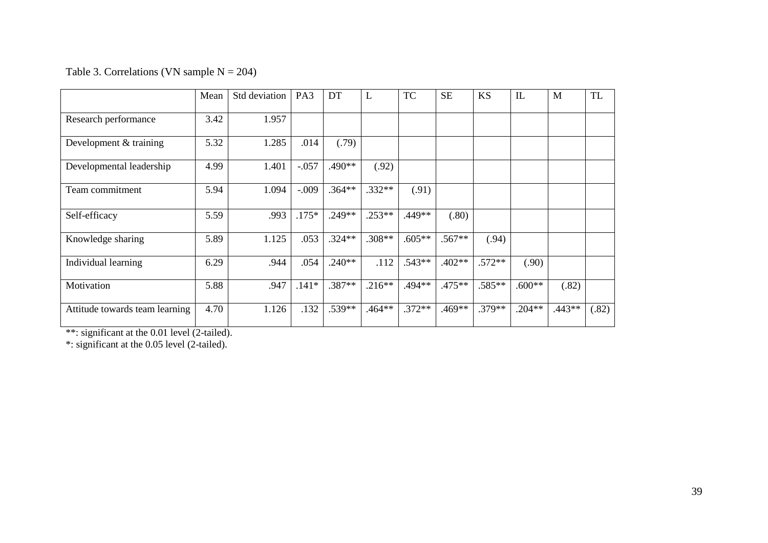Table 3. Correlations (VN sample N = 204)

| | Mean | Std deviation | PA3 | DT | L | TC | SE | KS | IL | M | TL |
|---|---|---|---|---|---|---|---|---|---|---|---|
| Research performance | 3.42 | 1.957 | | | | | | | | | |
| Development & training | 5.32 | 1.285 | .014 | (.79) | | | | | | | |
| Developmental leadership | 4.99 | 1.401 | -.057 | .490** | (.92) | | | | | | |
| Team commitment | 5.94 | 1.094 | -.009 | .364** | .332** | (.91) | | | | | |
| Self-efficacy | 5.59 | .993 | .175* | .249** | .253** | .449** | (.80) | | | | |
| Knowledge sharing | 5.89 | 1.125 | .053 | .324** | .308** | .605** | .567** | (.94) | | | |
| Individual learning | 6.29 | .944 | .054 | .240** | .112 | .543** | .402** | .572** | (.90) | | |
| Motivation | 5.88 | .947 | .141* | .387** | .216** | .494** | .475** | .585** | .600** | (.82) | |
| Attitude towards team learning | 4.70 | 1.126 | .132 | .539** | .464** | .372** | .469** | .379** | .204** | .443** | (.82) |

**: significant at the 0.01 level (2-tailed).

*: significant at the 0.05 level (2-tailed).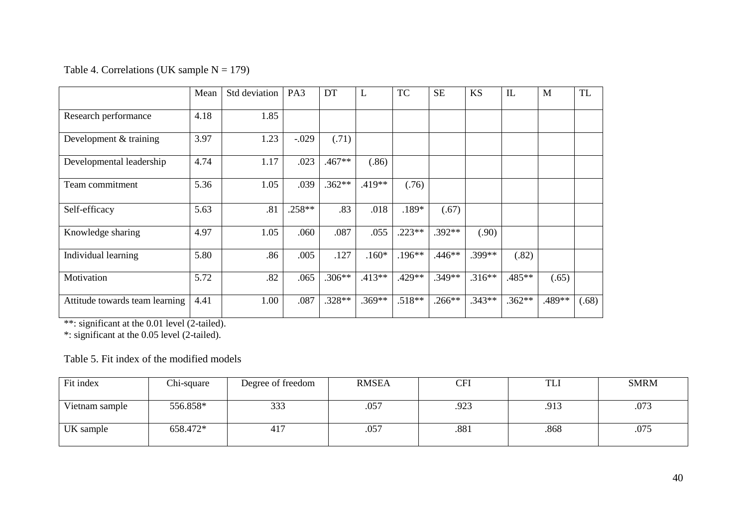Table 4. Correlations (UK sample N = 179)

| | Mean | Std deviation | PA3 | DT | L | TC | SE | KS | IL | M | TL |
|---|---|---|---|---|---|---|---|---|---|---|---|
| Research performance | 4.18 | 1.85 | | | | | | | | | |
| Development & training | 3.97 | 1.23 | -.029 | (.71) | | | | | | | |
| Developmental leadership | 4.74 | 1.17 | .023 | .467** | (.86) | | | | | | |
| Team commitment | 5.36 | 1.05 | .039 | .362** | .419** | (.76) | | | | | |
| Self-efficacy | 5.63 | .81 | .258** | .83 | .018 | .189* | (.67) | | | | |
| Knowledge sharing | 4.97 | 1.05 | .060 | .087 | .055 | .223** | .392** | (.90) | | | |
| Individual learning | 5.80 | .86 | .005 | .127 | .160* | .196** | .446** | .399** | (.82) | | |
| Motivation | 5.72 | .82 | .065 | .306** | .413** | .429** | .349** | .316** | .485** | (.65) | |
| Attitude towards team learning | 4.41 | 1.00 | .087 | .328** | .369** | .518** | .266** | .343** | .362** | .489** | (.68) |

**: significant at the 0.01 level (2-tailed).
*: significant at the 0.05 level (2-tailed).

Table 5. Fit index of the modified models

| Fit index | Chi-square | Degree of freedom | RMSEA | CFI | TLI | SMRM |
|---|---|---|---|---|---|---|
| Vietnam sample | 556.858* | 333 | .057 | .923 | .913 | .073 |
| UK sample | 658.472* | 417 | .057 | .881 | .868 | .075 |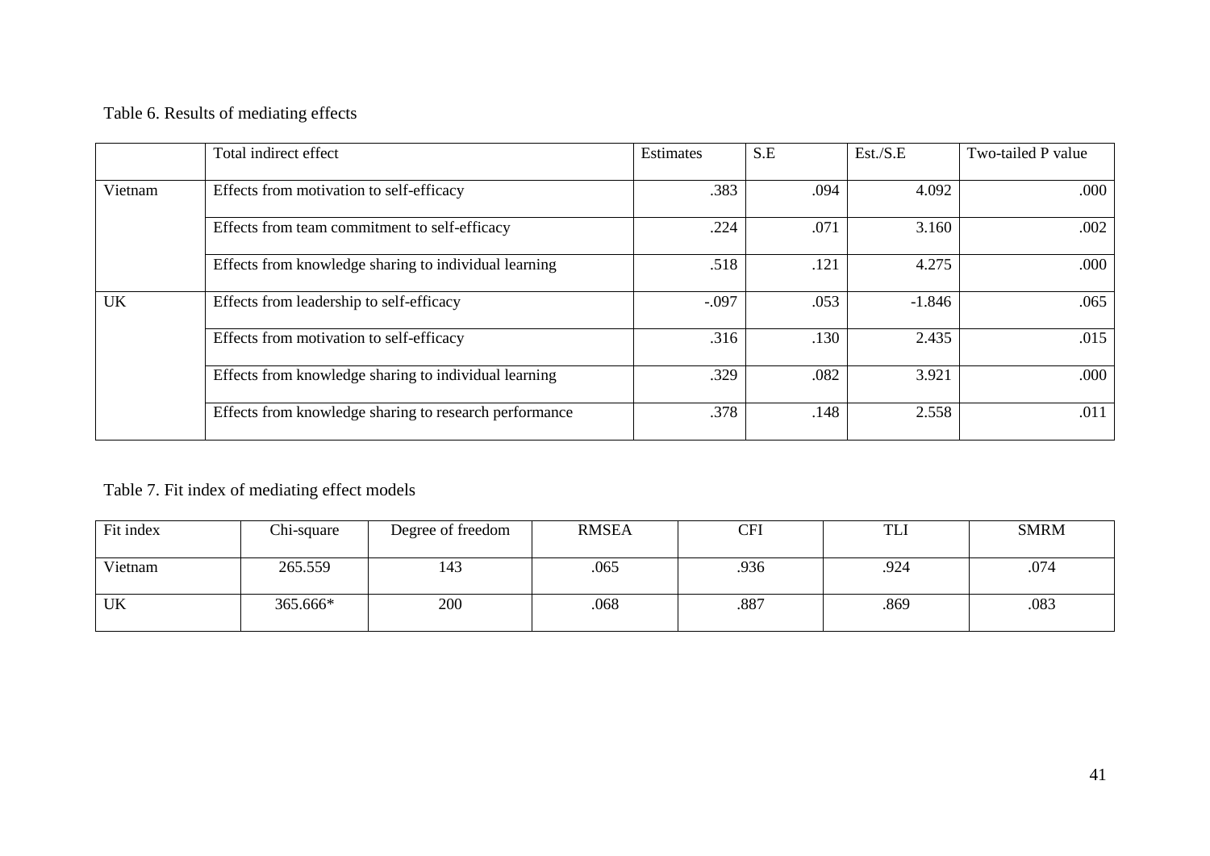Table 6. Results of mediating effects

| | Total indirect effect | Estimates | S.E | Est./S.E | Two-tailed P value |
|---|---|---|---|---|---|
| Vietnam | Effects from motivation to self-efficacy | .383 | .094 | 4.092 | .000 |
| | Effects from team commitment to self-efficacy | .224 | .071 | 3.160 | .002 |
| | Effects from knowledge sharing to individual learning | .518 | .121 | 4.275 | .000 |
| UK | Effects from leadership to self-efficacy | -.097 | .053 | -1.846 | .065 |
| | Effects from motivation to self-efficacy | .316 | .130 | 2.435 | .015 |
| | Effects from knowledge sharing to individual learning | .329 | .082 | 3.921 | .000 |
| | Effects from knowledge sharing to research performance | .378 | .148 | 2.558 | .011 |

Table 7. Fit index of mediating effect models

| Fit index | Chi-square | Degree of freedom | RMSEA | CFI | TLI | SMRM |
|---|---|---|---|---|---|---|
| Vietnam | 265.559 | 143 | .065 | .936 | .924 | .074 |
| UK | 365.666* | 200 | .068 | .887 | .869 | .083 |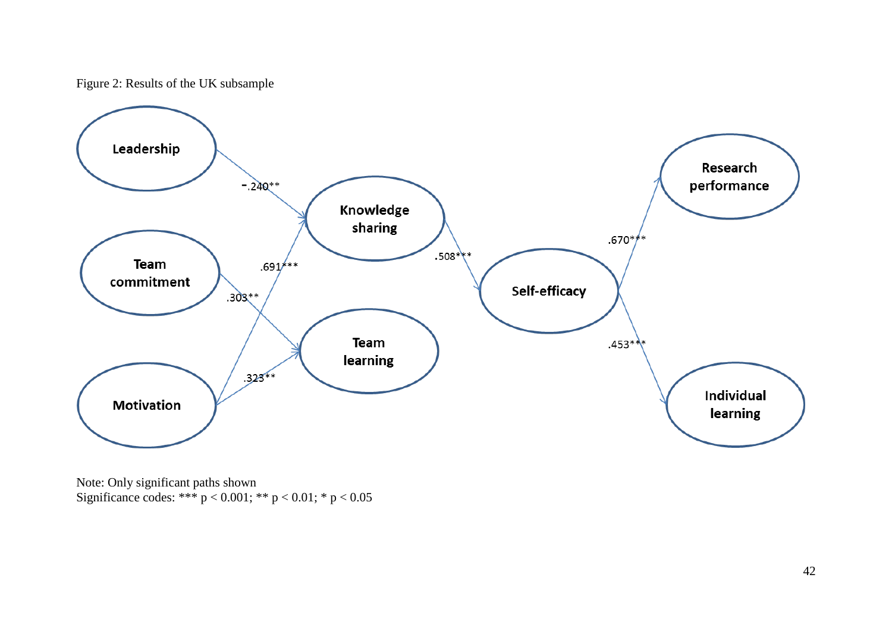Figure 2: Results of the UK subsample

Note: Only significant paths shown
Significance codes: *** $p < 0.001$; ** $p < 0.01$; * $p < 0.05$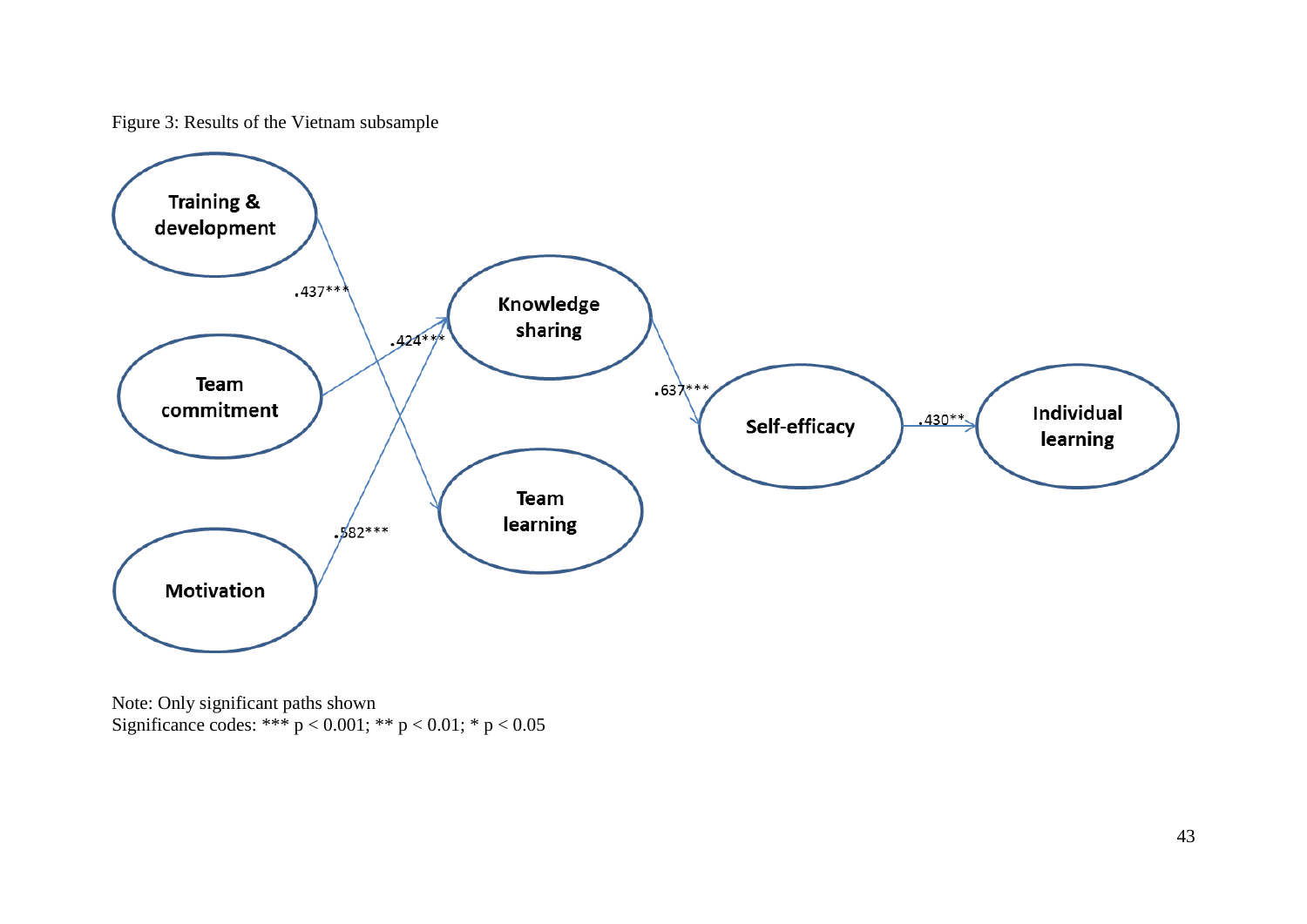Figure 3: Results of the Vietnam subsample

Note: Only significant paths shown
Significance codes: *** p < 0.001; ** p < 0.01; * p < 0.05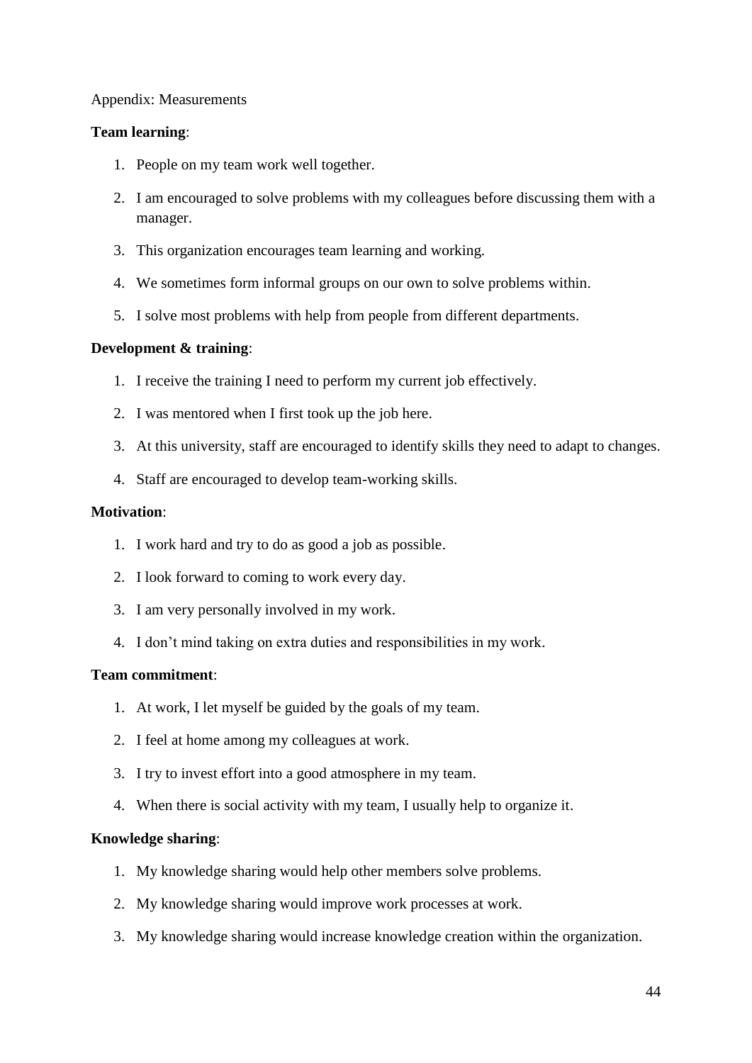Appendix: Measurements

**Team learning**:

1. People on my team work well together.
2. I am encouraged to solve problems with my colleagues before discussing them with a manager.
3. This organization encourages team learning and working.
4. We sometimes form informal groups on our own to solve problems within.
5. I solve most problems with help from people from different departments.

**Development & training**:

1. I receive the training I need to perform my current job effectively.
2. I was mentored when I first took up the job here.
3. At this university, staff are encouraged to identify skills they need to adapt to changes.
4. Staff are encouraged to develop team-working skills.

**Motivation**:

1. I work hard and try to do as good a job as possible.
2. I look forward to coming to work every day.
3. I am very personally involved in my work.
4. I don't mind taking on extra duties and responsibilities in my work.

**Team commitment**:

1. At work, I let myself be guided by the goals of my team.
2. I feel at home among my colleagues at work.
3. I try to invest effort into a good atmosphere in my team.
4. When there is social activity with my team, I usually help to organize it.

**Knowledge sharing**:

1. My knowledge sharing would help other members solve problems.
2. My knowledge sharing would improve work processes at work.
3. My knowledge sharing would increase knowledge creation within the organization.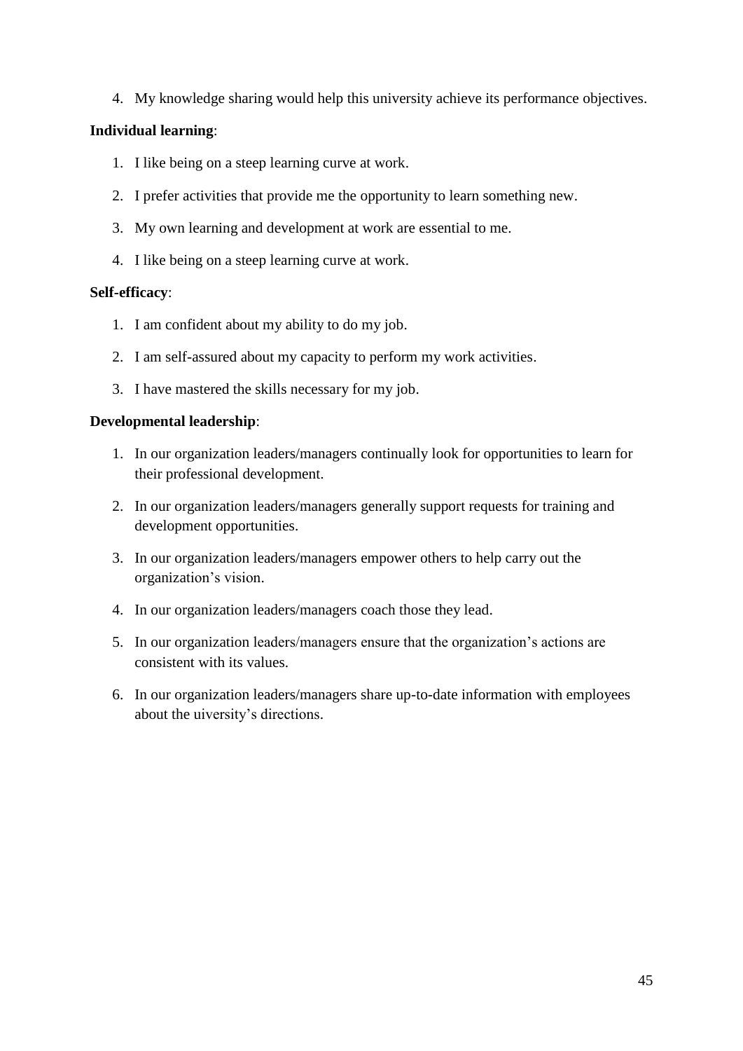4. My knowledge sharing would help this university achieve its performance objectives.

**Individual learning**:

1. I like being on a steep learning curve at work.
2. I prefer activities that provide me the opportunity to learn something new.
3. My own learning and development at work are essential to me.
4. I like being on a steep learning curve at work.

**Self-efficacy**:

1. I am confident about my ability to do my job.
2. I am self-assured about my capacity to perform my work activities.
3. I have mastered the skills necessary for my job.

**Developmental leadership**:

1. In our organization leaders/managers continually look for opportunities to learn for their professional development.
2. In our organization leaders/managers generally support requests for training and development opportunities.
3. In our organization leaders/managers empower others to help carry out the organization's vision.
4. In our organization leaders/managers coach those they lead.
5. In our organization leaders/managers ensure that the organization's actions are consistent with its values.
6. In our organization leaders/managers share up-to-date information with employees about the uiversity's directions.